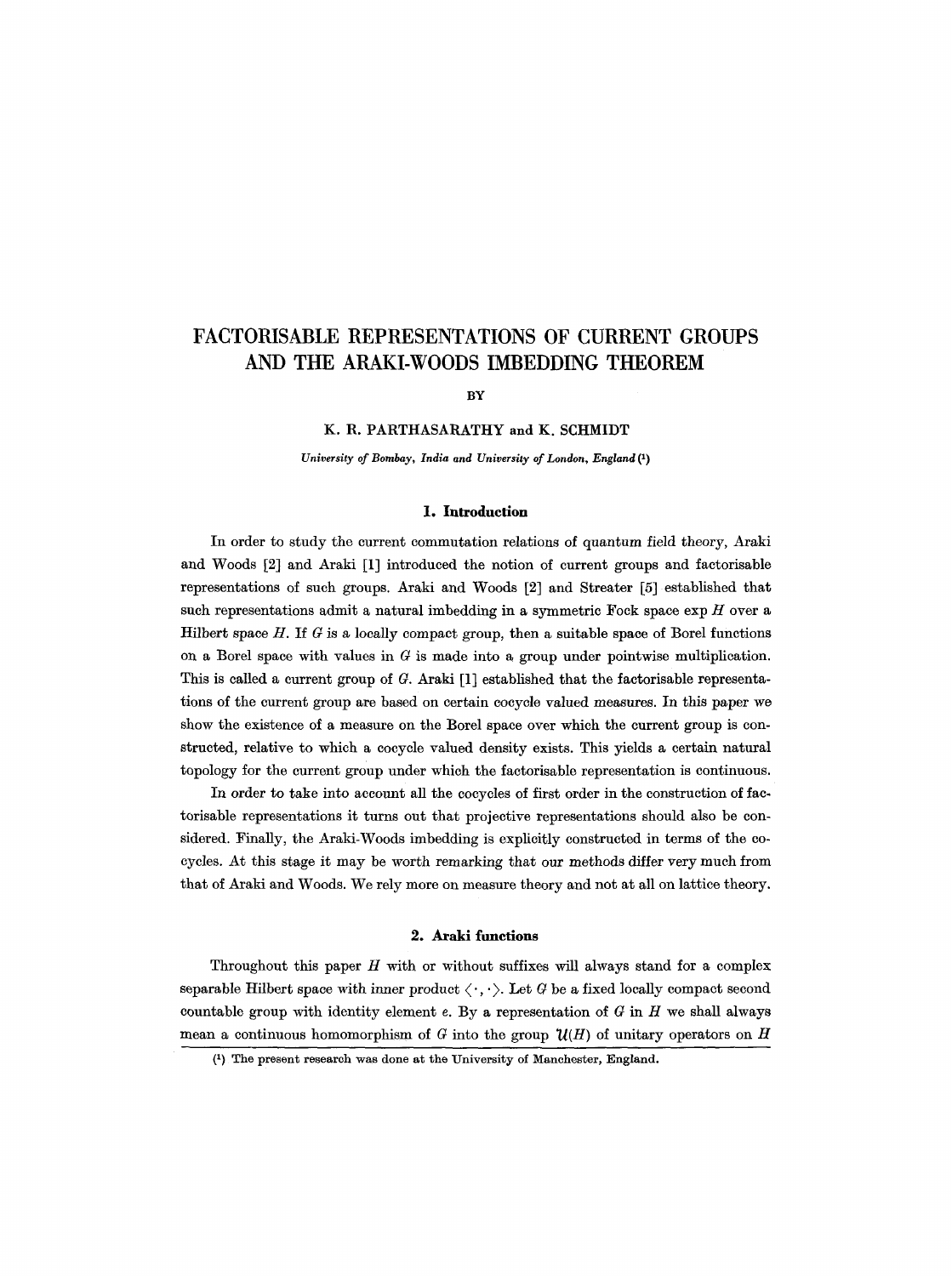// FACTORISABLE REPRESENTATIONS OF CURRENT GROUPS AND THE ARAKI-WOODS IMBEDDING THEOREM

BY

K. R. PARTHASARATHY and K. SCHMIDT

*University of Bombay, India and University of London, England* [1]

## 1. Introduction

In order to study the current commutation relations of quantum field theory, Araki and Woods [2] and Araki [1] introduced the notion of current groups and factorisable representations of such groups. Araki and Woods [2] and Streater [5] established that such representations admit a natural imbedding in a symmetric Fock space $\exp H$ over a Hilbert space $H$. If $G$ is a locally compact group, then a suitable space of Borel functions on a Borel space with values in $G$ is made into a group under pointwise multiplication. This is called a current group of $G$. Araki [1] established that the factorisable representations of the current group are based on certain cocycle valued measures. In this paper we show the existence of a measure on the Borel space over which the current group is constructed, relative to which a cocycle valued density exists. This yields a certain natural topology for the current group under which the factorisable representation is continuous.

In order to take into account all the cocycles of first order in the construction of factorisable representations it turns out that projective representations should also be considered. Finally, the Araki-Woods imbedding is explicitly constructed in terms of the cocycles. At this stage it may be worth remarking that our methods differ very much from that of Araki and Woods. We rely more on measure theory and not at all on lattice theory.

## 2. Araki functions

Throughout this paper $H$ with or without suffixes will always stand for a complex separable Hilbert space with inner product $\langle \cdot, \cdot \rangle$. Let $G$ be a fixed locally compact second countable group with identity element $e$. By a representation of $G$ in $H$ we shall always mean a continuous homomorphism of $G$ into the group $\mathcal{U}(H)$ of unitary operators on $H$

[1] The present research was done at the University of Manchester, England.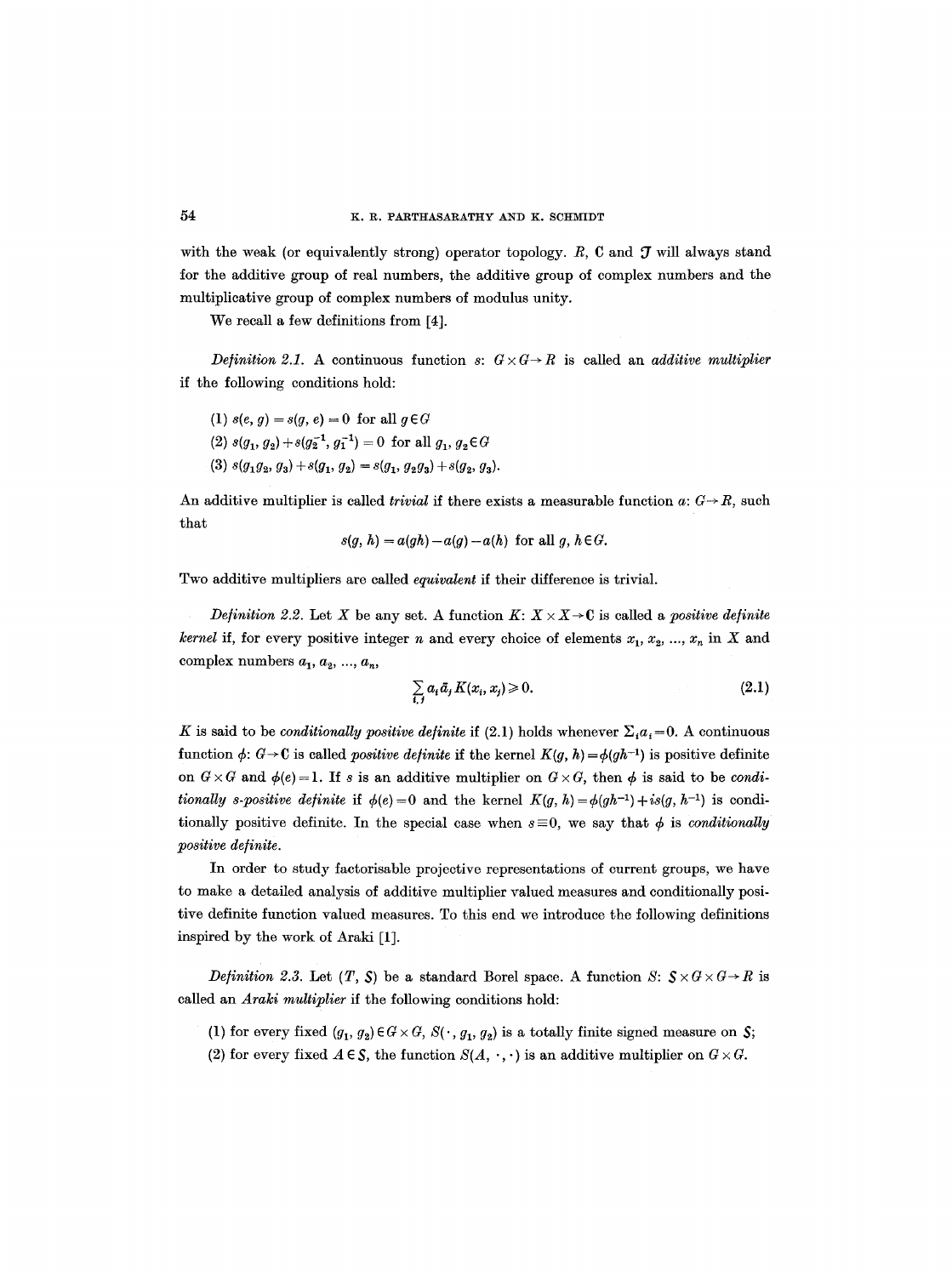with the weak (or equivalently strong) operator topology. $R$, $\mathbf{C}$ and $\mathcal{T}$ will always stand for the additive group of real numbers, the additive group of complex numbers and the multiplicative group of complex numbers of modulus unity.

We recall a few definitions from [4].

*Definition 2.1.* A continuous function $s: G \times G \to R$ is called an *additive multiplier* if the following conditions hold:

(1) $s(e, g) = s(g, e) = 0$ for all $g \in G$

(2) $s(g_1, g_2) + s(g_2^{-1}, g_1^{-1}) = 0$ for all $g_1, g_2 \in G$

(3) $s(g_1 g_2, g_3) + s(g_1, g_2) = s(g_1, g_2 g_3) + s(g_2, g_3)$.

An additive multiplier is called *trivial* if there exists a measurable function $a: G \to R$, such that

$$s(g, h) = a(gh) - a(g) - a(h) \text{ for all } g, h \in G.$$

Two additive multipliers are called *equivalent* if their difference is trivial.

*Definition 2.2.* Let $X$ be any set. A function $K: X \times X \to \mathbf{C}$ is called a *positive definite kernel* if, for every positive integer $n$ and every choice of elements $x_1, x_2, \ldots, x_n$ in $X$ and complex numbers $a_1, a_2, \ldots, a_n$,

$$\sum_{i,j} a_i \bar{a}_j K(x_i, x_j) \geqslant 0. \tag{2.1}$$

$K$ is said to be *conditionally positive definite* if (2.1) holds whenever $\Sigma_i a_i = 0$. A continuous function $\phi: G \to \mathbf{C}$ is called *positive definite* if the kernel $K(g, h) = \phi(gh^{-1})$ is positive definite on $G \times G$ and $\phi(e) = 1$. If $s$ is an additive multiplier on $G \times G$, then $\phi$ is said to be *conditionally s-positive definite* if $\phi(e) = 0$ and the kernel $K(g, h) = \phi(gh^{-1}) + is(g, h^{-1})$ is conditionally positive definite. In the special case when $s \equiv 0$, we say that $\phi$ is *conditionally positive definite*.

In order to study factorisable projective representations of current groups, we have to make a detailed analysis of additive multiplier valued measures and conditionally positive definite function valued measures. To this end we introduce the following definitions inspired by the work of Araki [1].

*Definition 2.3.* Let $(T, \mathcal{S})$ be a standard Borel space. A function $S: \mathcal{S} \times G \times G \to R$ is called an *Araki multiplier* if the following conditions hold:

(1) for every fixed $(g_1, g_2) \in G \times G$, $S(\cdot, g_1, g_2)$ is a totally finite signed measure on $\mathcal{S}$;

(2) for every fixed $A \in \mathcal{S}$, the function $S(A, \cdot, \cdot)$ is an additive multiplier on $G \times G$.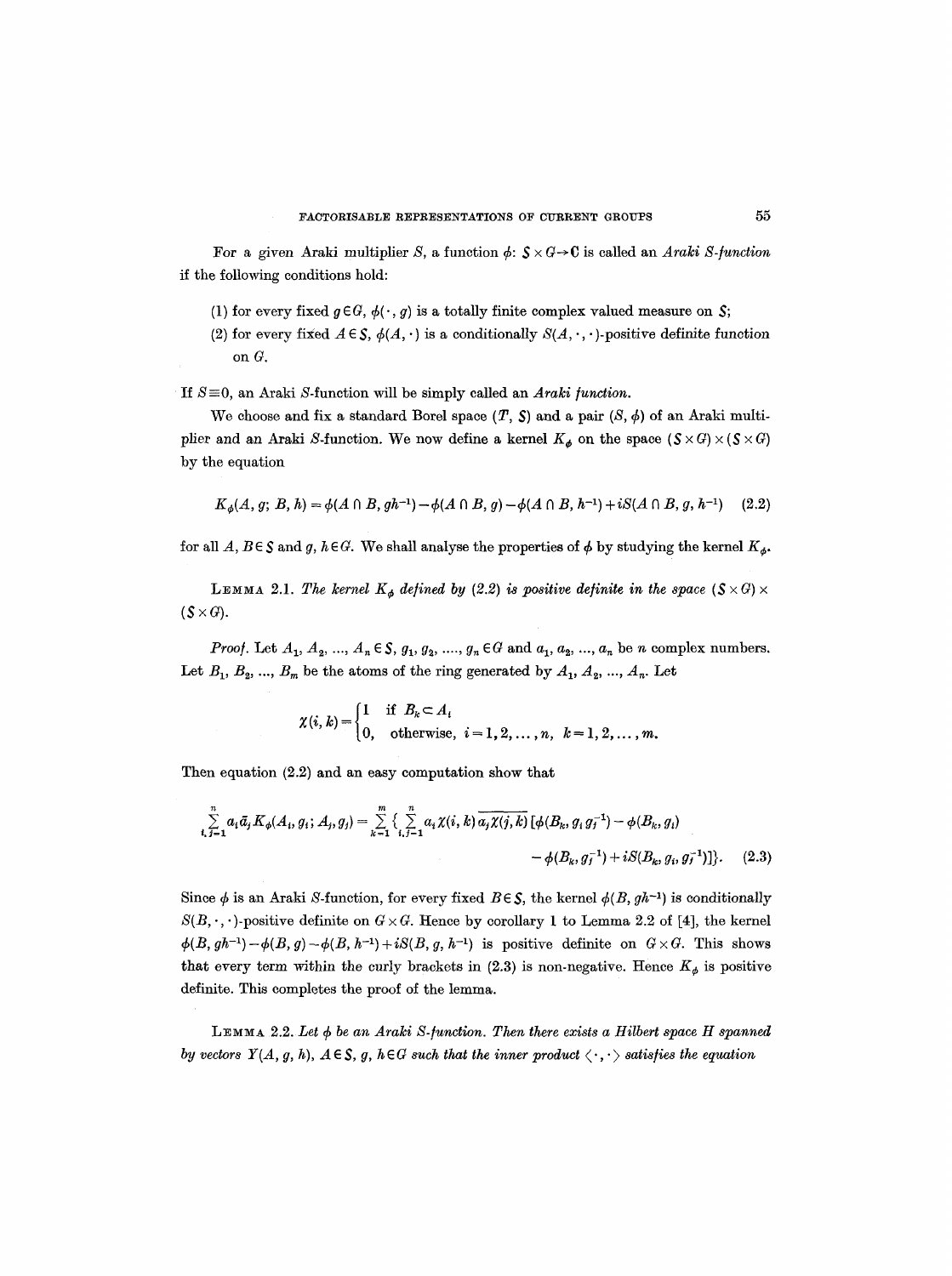For a given Araki multiplier $S$, a function $\phi: \mathcal{S} \times G \to \mathbf{C}$ is called an *Araki $S$-function* if the following conditions hold:

(1) for every fixed $g \in G$, $\phi(\cdot, g)$ is a totally finite complex valued measure on $\mathcal{S}$;

(2) for every fixed $A \in \mathcal{S}$, $\phi(A, \cdot)$ is a conditionally $S(A, \cdot, \cdot)$-positive definite function on $G$.

If $S \equiv 0$, an Araki $S$-function will be simply called an *Araki function*.

We choose and fix a standard Borel space $(T, \mathcal{S})$ and a pair $(S, \phi)$ of an Araki multiplier and an Araki $S$-function. We now define a kernel $K_\phi$ on the space $(\mathcal{S} \times G) \times (\mathcal{S} \times G)$ by the equation

$$K_\phi(A, g; B, h) = \phi(A \cap B, gh^{-1}) - \phi(A \cap B, g) - \phi(A \cap B, h^{-1}) + iS(A \cap B, g, h^{-1}) \quad (2.2)$$

for all $A, B \in \mathcal{S}$ and $g, h \in G$. We shall analyse the properties of $\phi$ by studying the kernel $K_\phi$.

LEMMA 2.1. *The kernel $K_\phi$ defined by (2.2) is positive definite in the space $(\mathcal{S} \times G) \times (\mathcal{S} \times G)$.*

*Proof.* Let $A_1, A_2, ..., A_n \in \mathcal{S}$, $g_1, g_2, ...., g_n \in G$ and $a_1, a_2, ..., a_n$ be $n$ complex numbers. Let $B_1, B_2, ..., B_m$ be the atoms of the ring generated by $A_1, A_2, ..., A_n$. Let

$$\chi(i, k) = \begin{cases} 1 & \text{if } B_k \subset A_i \\ 0, & \text{otherwise, } i = 1, 2, \ldots, n, \ k = 1, 2, \ldots, m. \end{cases}$$

Then equation (2.2) and an easy computation show that

$$\sum_{i,j=1}^{n} a_i \bar{a}_j K_\phi(A_i, g_i; A_j, g_j) = \sum_{k=1}^{m} \Big\{ \sum_{i,j=1}^{n} a_i \chi(i, k) \overline{a_j \chi(j, k)} \, [\phi(B_k, g_i g_j^{-1}) - \phi(B_k, g_i) - \phi(B_k, g_j^{-1}) + iS(B_k, g_i, g_j^{-1})] \Big\}. \quad (2.3)$$

Since $\phi$ is an Araki $S$-function, for every fixed $B \in \mathcal{S}$, the kernel $\phi(B, gh^{-1})$ is conditionally $S(B, \cdot, \cdot)$-positive definite on $G \times G$. Hence by corollary 1 to Lemma 2.2 of [4], the kernel $\phi(B, gh^{-1}) - \phi(B, g) - \phi(B, h^{-1}) + iS(B, g, h^{-1})$ is positive definite on $G \times G$. This shows that every term within the curly brackets in (2.3) is non-negative. Hence $K_\phi$ is positive definite. This completes the proof of the lemma.

LEMMA 2.2. *Let $\phi$ be an Araki $S$-function. Then there exists a Hilbert space $H$ spanned by vectors $Y(A, g, h)$, $A \in \mathcal{S}$, $g, h \in G$ such that the inner product $\langle \cdot, \cdot \rangle$ satisfies the equation*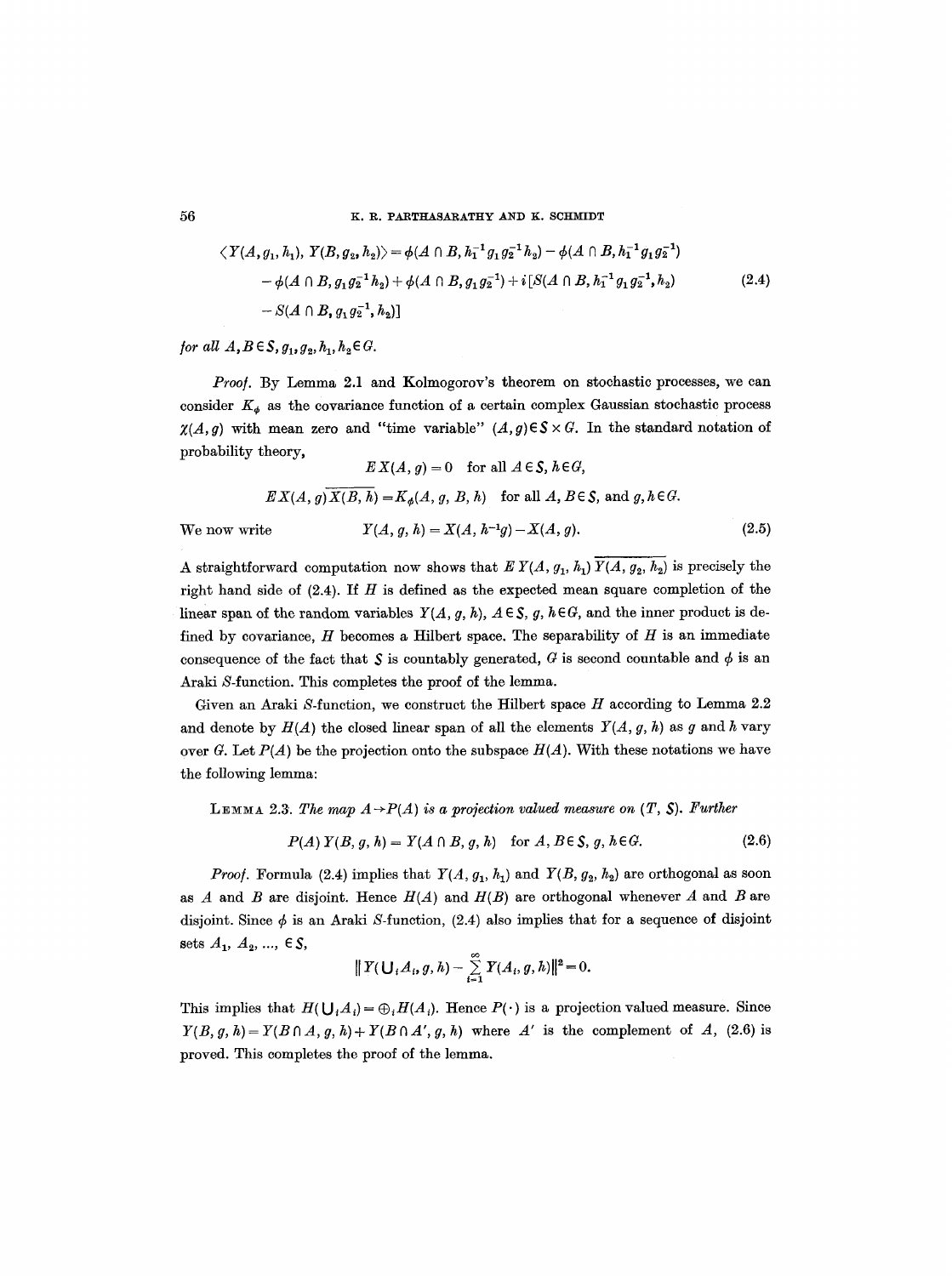$$\begin{aligned}\langle Y(A, g_1, h_1), Y(B, g_2, h_2)\rangle = {} & \phi(A \cap B, h_1^{-1} g_1 g_2^{-1} h_2) - \phi(A \cap B, h_1^{-1} g_1 g_2^{-1}) \\ & - \phi(A \cap B, g_1 g_2^{-1} h_2) + \phi(A \cap B, g_1 g_2^{-1}) + i[S(A \cap B, h_1^{-1} g_1 g_2^{-1}, h_2) \\ & - S(A \cap B, g_1 g_2^{-1}, h_2)]\end{aligned} \tag{2.4}$$

*for all* $A, B \in \mathcal{S}, g_1, g_2, h_1, h_2 \in G$.

*Proof.* By Lemma 2.1 and Kolmogorov's theorem on stochastic processes, we can consider $K_\phi$ as the covariance function of a certain complex Gaussian stochastic process $\chi(A, g)$ with mean zero and "time variable" $(A, g) \in \mathcal{S} \times G$. In the standard notation of probability theory,

$$E X(A, g) = 0 \quad \text{for all } A \in \mathcal{S}, h \in G,$$

$$E X(A, g)\overline{X(B, h)} = K_\phi(A, g, B, h) \quad \text{for all } A, B \in \mathcal{S}, \text{ and } g, h \in G.$$

We now write

$$Y(A, g, h) = X(A, h^{-1}g) - X(A, g). \tag{2.5}$$

A straightforward computation now shows that $E\, Y(A, g_1, h_1)\, \overline{Y(A, g_2, h_2)}$ is precisely the right hand side of (2.4). If $H$ is defined as the expected mean square completion of the linear span of the random variables $Y(A, g, h)$, $A \in \mathcal{S}$, $g, h \in G$, and the inner product is defined by covariance, $H$ becomes a Hilbert space. The separability of $H$ is an immediate consequence of the fact that $\mathcal{S}$ is countably generated, $G$ is second countable and $\phi$ is an Araki $S$-function. This completes the proof of the lemma.

Given an Araki $S$-function, we construct the Hilbert space $H$ according to Lemma 2.2 and denote by $H(A)$ the closed linear span of all the elements $Y(A, g, h)$ as $g$ and $h$ vary over $G$. Let $P(A)$ be the projection onto the subspace $H(A)$. With these notations we have the following lemma:

LEMMA 2.3. *The map $A \to P(A)$ is a projection valued measure on $(T, \mathcal{S})$. Further*

$$P(A)\, Y(B, g, h) = Y(A \cap B, g, h) \quad \text{for } A, B \in \mathcal{S},\ g, h \in G. \tag{2.6}$$

*Proof.* Formula (2.4) implies that $Y(A, g_1, h_1)$ and $Y(B, g_2, h_2)$ are orthogonal as soon as $A$ and $B$ are disjoint. Hence $H(A)$ and $H(B)$ are orthogonal whenever $A$ and $B$ are disjoint. Since $\phi$ is an Araki $S$-function, (2.4) also implies that for a sequence of disjoint sets $A_1, A_2, \ldots, \in \mathcal{S}$,

$$\Big\| Y(\textstyle\bigcup_i A_i, g, h) - \displaystyle\sum_{i=1}^{\infty} Y(A_i, g, h)\Big\|^2 = 0.$$

This implies that $H(\bigcup_i A_i) = \oplus_i H(A_i)$. Hence $P(\cdot)$ is a projection valued measure. Since $Y(B, g, h) = Y(B \cap A, g, h) + Y(B \cap A', g, h)$ where $A'$ is the complement of $A$, (2.6) is proved. This completes the proof of the lemma.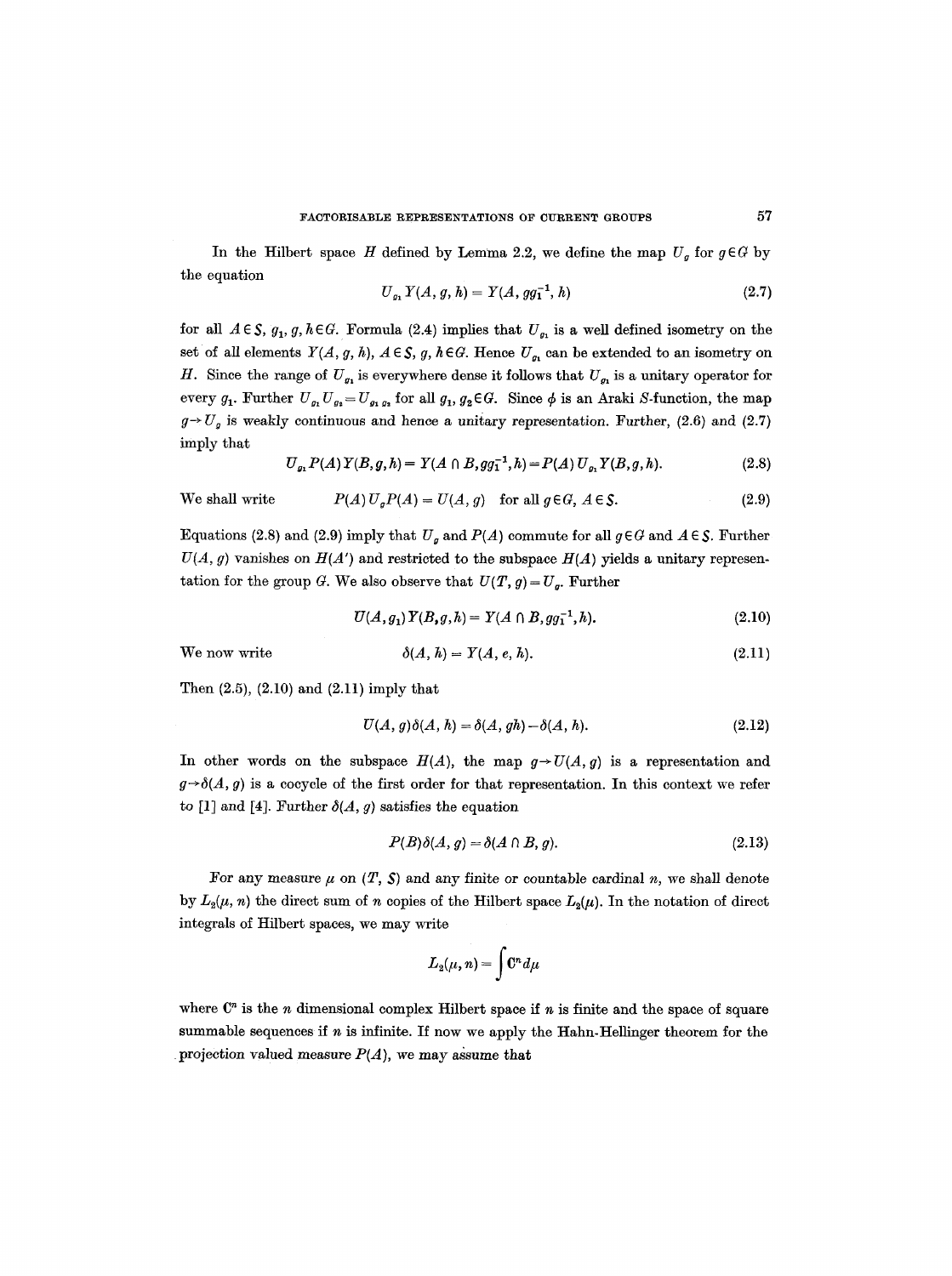In the Hilbert space $H$ defined by Lemma 2.2, we define the map $U_g$ for $g \in G$ by the equation

$$U_{g_1} Y(A, g, h) = Y(A, gg_1^{-1}, h) \tag{2.7}$$

for all $A \in S$, $g_1, g, h \in G$. Formula (2.4) implies that $U_{g_1}$ is a well defined isometry on the set of all elements $Y(A, g, h)$, $A \in S$, $g, h \in G$. Hence $U_{g_1}$ can be extended to an isometry on $H$. Since the range of $U_{g_1}$ is everywhere dense it follows that $U_{g_1}$ is a unitary operator for every $g_1$. Further $U_{g_1} U_{g_2} = U_{g_1 g_2}$ for all $g_1, g_2 \in G$. Since $\phi$ is an Araki $S$-function, the map $g \to U_g$ is weakly continuous and hence a unitary representation. Further, (2.6) and (2.7) imply that

$$U_{g_1} P(A) Y(B, g, h) = Y(A \cap B, gg_1^{-1}, h) = P(A) U_{g_1} Y(B, g, h). \tag{2.8}$$

We shall write

$$P(A) U_g P(A) = U(A, g) \quad \text{for all } g \in G,\ A \in S. \tag{2.9}$$

Equations (2.8) and (2.9) imply that $U_g$ and $P(A)$ commute for all $g \in G$ and $A \in S$. Further $U(A, g)$ vanishes on $H(A')$ and restricted to the subspace $H(A)$ yields a unitary representation for the group $G$. We also observe that $U(T, g) = U_g$. Further

$$U(A, g_1) Y(B, g, h) = Y(A \cap B, gg_1^{-1}, h). \tag{2.10}$$

We now write

$$\delta(A, h) = Y(A, e, h). \tag{2.11}$$

Then (2.5), (2.10) and (2.11) imply that

$$U(A, g) \delta(A, h) = \delta(A, gh) - \delta(A, h). \tag{2.12}$$

In other words on the subspace $H(A)$, the map $g \to U(A, g)$ is a representation and $g \to \delta(A, g)$ is a cocycle of the first order for that representation. In this context we refer to [1] and [4]. Further $\delta(A, g)$ satisfies the equation

$$P(B) \delta(A, g) = \delta(A \cap B, g). \tag{2.13}$$

For any measure $\mu$ on $(T, S)$ and any finite or countable cardinal $n$, we shall denote by $L_2(\mu, n)$ the direct sum of $n$ copies of the Hilbert space $L_2(\mu)$. In the notation of direct integrals of Hilbert spaces, we may write

$$L_2(\mu, n) = \int \mathbf{C}^n d\mu$$

where $\mathbf{C}^n$ is the $n$ dimensional complex Hilbert space if $n$ is finite and the space of square summable sequences if $n$ is infinite. If now we apply the Hahn-Hellinger theorem for the projection valued measure $P(A)$, we may assume that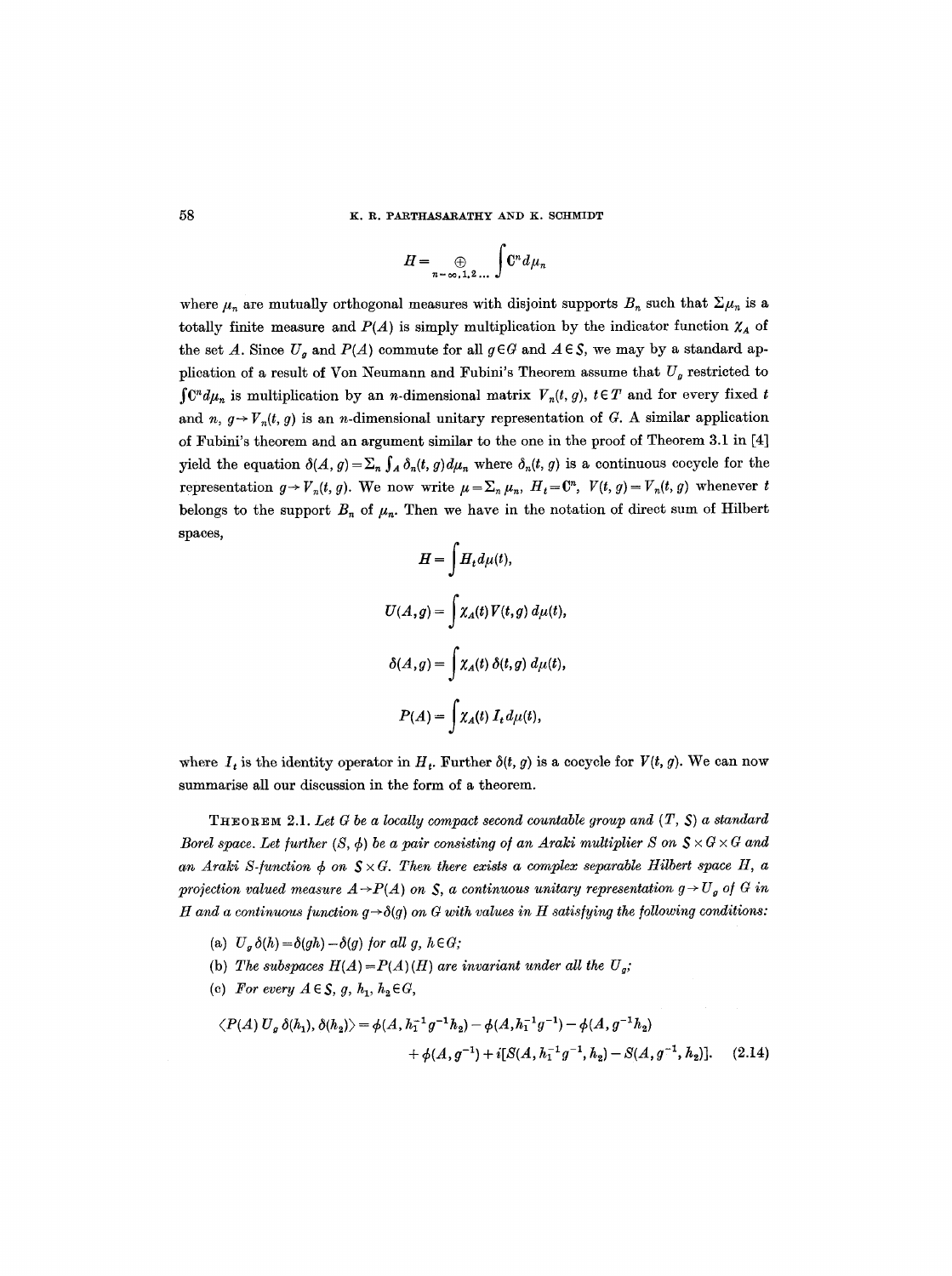$$H = \bigoplus_{n=\infty,1,2\ldots} \int \mathbf{C}^n d\mu_n$$

where $\mu_n$ are mutually orthogonal measures with disjoint supports $B_n$ such that $\Sigma \mu_n$ is a totally finite measure and $P(A)$ is simply multiplication by the indicator function $\chi_A$ of the set $A$. Since $U_g$ and $P(A)$ commute for all $g \in G$ and $A \in \mathcal{S}$, we may by a standard application of a result of Von Neumann and Fubini's Theorem assume that $U_g$ restricted to $\int \mathbf{C}^n d\mu_n$ is multiplication by an $n$-dimensional matrix $V_n(t, g)$, $t \in T$ and for every fixed $t$ and $n$, $g \to V_n(t, g)$ is an $n$-dimensional unitary representation of $G$. A similar application of Fubini's theorem and an argument similar to the one in the proof of Theorem 3.1 in [4] yield the equation $\delta(A, g) = \Sigma_n \int_A \delta_n(t, g) d\mu_n$ where $\delta_n(t, g)$ is a continuous cocycle for the representation $g \to V_n(t, g)$. We now write $\mu = \Sigma_n \mu_n$, $H_t = \mathbf{C}^n$, $V(t, g) = V_n(t, g)$ whenever $t$ belongs to the support $B_n$ of $\mu_n$. Then we have in the notation of direct sum of Hilbert spaces,

$$H = \int H_t d\mu(t),$$

$$U(A, g) = \int \chi_A(t) V(t, g)\, d\mu(t),$$

$$\delta(A, g) = \int \chi_A(t)\, \delta(t, g)\, d\mu(t),$$

$$P(A) = \int \chi_A(t)\, I_t\, d\mu(t),$$

where $I_t$ is the identity operator in $H_t$. Further $\delta(t, g)$ is a cocycle for $V(t, g)$. We can now summarise all our discussion in the form of a theorem.

THEOREM 2.1. *Let $G$ be a locally compact second countable group and $(T, \mathcal{S})$ a standard Borel space. Let further $(S, \phi)$ be a pair consisting of an Araki multiplier $S$ on $\mathcal{S} \times G \times G$ and an Araki $S$-function $\phi$ on $\mathcal{S} \times G$. Then there exists a complex separable Hilbert space $H$, a projection valued measure $A \to P(A)$ on $\mathcal{S}$, a continuous unitary representation $g \to U_g$ of $G$ in $H$ and a continuous function $g \to \delta(g)$ on $G$ with values in $H$ satisfying the following conditions:*

(a) *$U_g \delta(h) = \delta(gh) - \delta(g)$ for all $g, h \in G$;*

(b) *The subspaces $H(A) = P(A)(H)$ are invariant under all the $U_g$;*

(c) *For every $A \in \mathcal{S}$, $g$, $h_1$, $h_2 \in G$,*

$$\langle P(A) U_g \delta(h_1), \delta(h_2) \rangle = \phi(A, h_1^{-1} g^{-1} h_2) - \phi(A, h_1^{-1} g^{-1}) - \phi(A, g^{-1} h_2) + \phi(A, g^{-1}) + i[S(A, h_1^{-1} g^{-1}, h_2) - S(A, g^{-1}, h_2)]. \quad (2.14)$$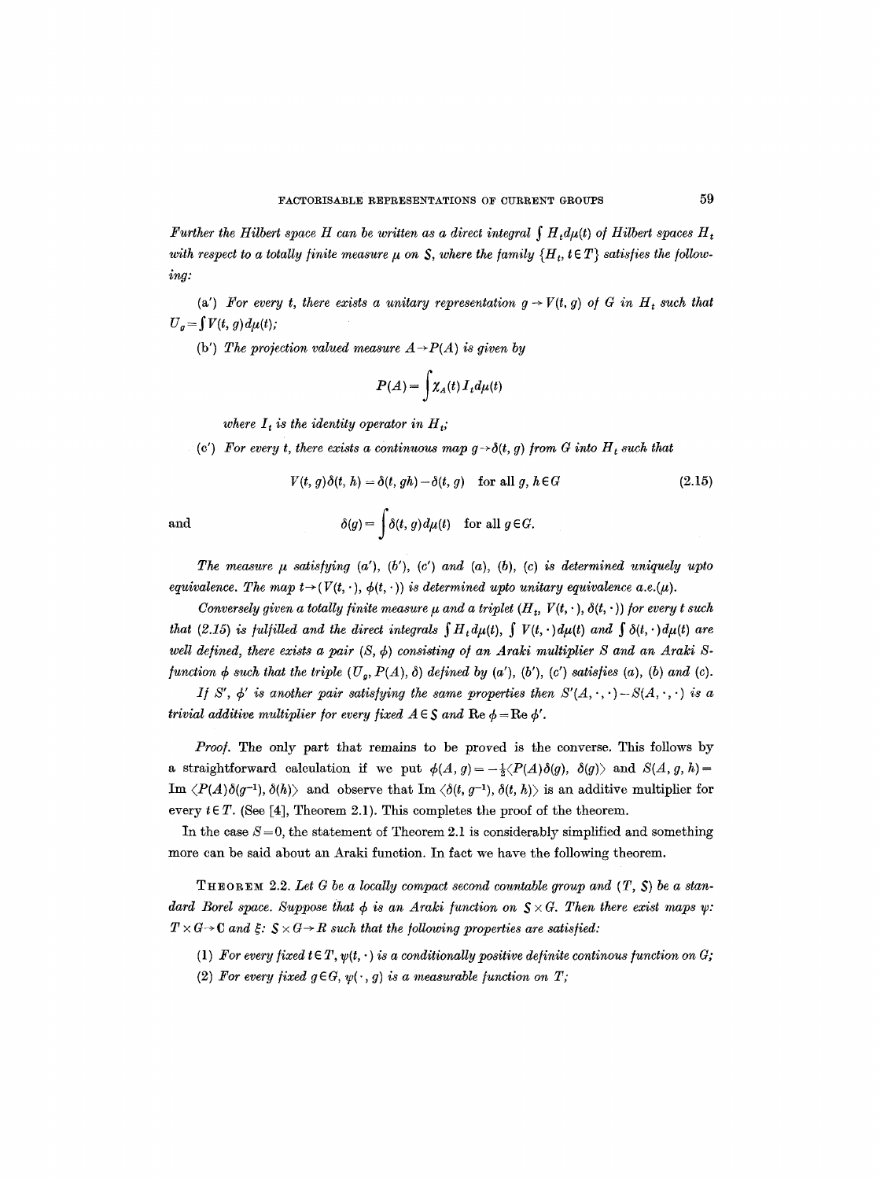*Further the Hilbert space $H$ can be written as a direct integral $\int H_t d\mu(t)$ of Hilbert spaces $H_t$ with respect to a totally finite measure $\mu$ on $\mathcal{S}$, where the family $\{H_t, t \in T\}$ satisfies the following:*

(a′) *For every $t$, there exists a unitary representation $g \to V(t, g)$ of $G$ in $H_t$ such that $U_g = \int V(t, g) d\mu(t)$;*

(b′) *The projection valued measure $A \to P(A)$ is given by*

$$P(A) = \int \chi_A(t) I_t d\mu(t)$$

*where $I_t$ is the identity operator in $H_t$;*

(c′) *For every $t$, there exists a continuous map $g \to \delta(t, g)$ from $G$ into $H_t$ such that*

$$V(t, g)\delta(t, h) = \delta(t, gh) - \delta(t, g) \quad \text{for all } g, h \in G \tag{2.15}$$

and

$$\delta(g) = \int \delta(t, g) d\mu(t) \quad \text{for all } g \in G.$$

*The measure $\mu$ satisfying (a′), (b′), (c′) and (a), (b), (c) is determined uniquely upto equivalence. The map $t \to (V(t, \cdot), \phi(t, \cdot))$ is determined upto unitary equivalence a.e.$(\mu)$.*

*Conversely given a totally finite measure $\mu$ and a triplet $(H_t, V(t, \cdot), \delta(t, \cdot))$ for every $t$ such that (2.15) is fulfilled and the direct integrals $\int H_t d\mu(t)$, $\int V(t, \cdot) d\mu(t)$ and $\int \delta(t, \cdot) d\mu(t)$ are well defined, there exists a pair $(S, \phi)$ consisting of an Araki multiplier $S$ and an Araki $S$-function $\phi$ such that the triple $(U_g, P(A), \delta)$ defined by (a′), (b′), (c′) satisfies (a), (b) and (c).*

*If $S'$, $\phi'$ is another pair satisfying the same properties then $S'(A, \cdot, \cdot) - S(A, \cdot, \cdot)$ is a trivial additive multiplier for every fixed $A \in \mathcal{S}$ and $\operatorname{Re} \phi = \operatorname{Re} \phi'$.*

*Proof.* The only part that remains to be proved is the converse. This follows by a straightforward calculation if we put $\phi(A, g) = -\frac{1}{2}\langle P(A)\delta(g), \delta(g)\rangle$ and $S(A, g, h) = \operatorname{Im} \langle P(A)\delta(g^{-1}), \delta(h)\rangle$ and observe that $\operatorname{Im} \langle \delta(t, g^{-1}), \delta(t, h)\rangle$ is an additive multiplier for every $t \in T$. (See [4], Theorem 2.1). This completes the proof of the theorem.

In the case $S = 0$, the statement of Theorem 2.1 is considerably simplified and something more can be said about an Araki function. In fact we have the following theorem.

THEOREM 2.2. *Let $G$ be a locally compact second countable group and $(T, \mathcal{S})$ be a standard Borel space. Suppose that $\phi$ is an Araki function on $\mathcal{S} \times G$. Then there exist maps $\psi$: $T \times G \to C$ and $\xi$: $\mathcal{S} \times G \to R$ such that the following properties are satisfied:*

(1) *For every fixed $t \in T$, $\psi(t, \cdot)$ is a conditionally positive definite continous function on $G$;*

(2) *For every fixed $g \in G$, $\psi(\cdot, g)$ is a measurable function on $T$;*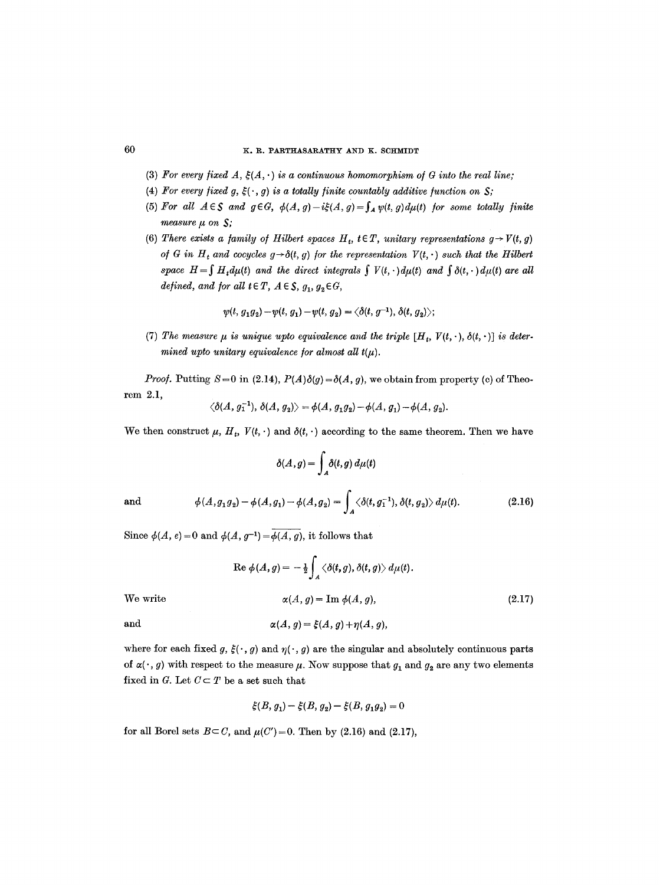(3) *For every fixed $A$, $\xi(A, \cdot)$ is a continuous homomorphism of $G$ into the real line;*

(4) *For every fixed $g$, $\xi(\cdot, g)$ is a totally finite countably additive function on $\mathcal{S}$;*

(5) *For all $A \in \mathcal{S}$ and $g \in G$, $\phi(A, g) - i\xi(A, g) = \int_A \psi(t, g)\, d\mu(t)$ for some totally finite measure $\mu$ on $\mathcal{S}$;*

(6) *There exists a family of Hilbert spaces $H_t$, $t \in T$, unitary representations $g \to V(t, g)$ of $G$ in $H_t$ and cocycles $g \to \delta(t, g)$ for the representation $V(t, \cdot)$ such that the Hilbert space $H = \int H_t d\mu(t)$ and the direct integrals $\int V(t, \cdot)\, d\mu(t)$ and $\int \delta(t, \cdot)\, d\mu(t)$ are all defined, and for all $t \in T$, $A \in \mathcal{S}$, $g_1, g_2 \in G$,*

$$\psi(t, g_1 g_2) - \psi(t, g_1) - \psi(t, g_2) = \langle \delta(t, g_1^{-1}), \delta(t, g_2) \rangle;$$

(7) *The measure $\mu$ is unique upto equivalence and the triple $[H_t, V(t, \cdot), \delta(t, \cdot)]$ is determined upto unitary equivalence for almost all $t(\mu)$.*

*Proof.* Putting $S = 0$ in (2.14), $P(A)\delta(g) = \delta(A, g)$, we obtain from property (c) of Theorem 2.1,

$$\langle \delta(A, g_1^{-1}), \delta(A, g_2) \rangle = \phi(A, g_1 g_2) - \phi(A, g_1) - \phi(A, g_2).$$

We then construct $\mu$, $H_t$, $V(t, \cdot)$ and $\delta(t, \cdot)$ according to the same theorem. Then we have

$$\delta(A, g) = \int_A \delta(t, g)\, d\mu(t)$$

and

$$\phi(A, g_1 g_2) - \phi(A, g_1) - \phi(A, g_2) = \int_A \langle \delta(t, g_1^{-1}), \delta(t, g_2) \rangle\, d\mu(t). \tag{2.16}$$

Since $\phi(A, e) = 0$ and $\phi(A, g^{-1}) = \overline{\phi(A, g)}$, it follows that

$$\operatorname{Re} \phi(A, g) = -\tfrac{1}{2} \int_A \langle \delta(t, g), \delta(t, g) \rangle\, d\mu(t).$$

We write

$$\alpha(A, g) = \operatorname{Im} \phi(A, g), \tag{2.17}$$

and

$$\alpha(A, g) = \xi(A, g) + \eta(A, g),$$

where for each fixed $g$, $\xi(\cdot, g)$ and $\eta(\cdot, g)$ are the singular and absolutely continuous parts of $\alpha(\cdot, g)$ with respect to the measure $\mu$. Now suppose that $g_1$ and $g_2$ are any two elements fixed in $G$. Let $C \subset T$ be a set such that

$$\xi(B, g_1) - \xi(B, g_2) - \xi(B, g_1 g_2) = 0$$

for all Borel sets $B \subset C$, and $\mu(C') = 0$. Then by (2.16) and (2.17),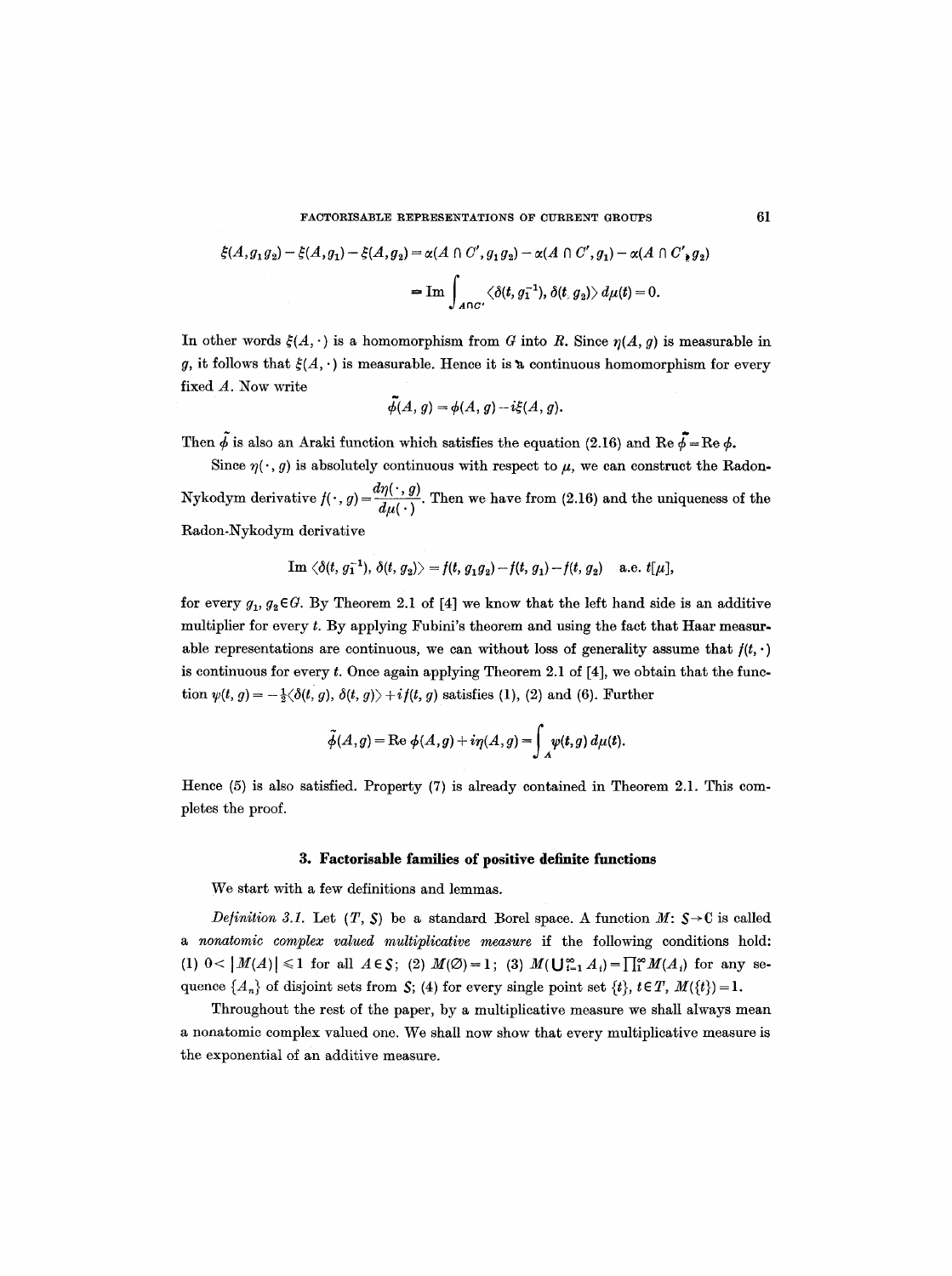$$\xi(A, g_1 g_2) - \xi(A, g_1) - \xi(A, g_2) = \alpha(A \cap C', g_1 g_2) - \alpha(A \cap C', g_1) - \alpha(A \cap C', g_2)$$

$$= \operatorname{Im} \int_{A \cap C'} \langle \delta(t, g_1^{-1}), \delta(t, g_2) \rangle \, d\mu(t) = 0.$$

In other words $\xi(A, \cdot)$ is a homomorphism from $G$ into $R$. Since $\eta(A, g)$ is measurable in $g$, it follows that $\xi(A, \cdot)$ is measurable. Hence it is a continuous homomorphism for every fixed $A$. Now write

$$\tilde{\phi}(A, g) = \phi(A, g) - i\xi(A, g).$$

Then $\tilde{\phi}$ is also an Araki function which satisfies the equation (2.16) and $\operatorname{Re} \tilde{\phi} = \operatorname{Re} \phi$.

Since $\eta(\cdot, g)$ is absolutely continuous with respect to $\mu$, we can construct the Radon-Nykodym derivative $f(\cdot, g) = \dfrac{d\eta(\cdot, g)}{d\mu(\cdot)}$. Then we have from (2.16) and the uniqueness of the Radon-Nykodym derivative

$$\operatorname{Im} \langle \delta(t, g_1^{-1}), \delta(t, g_2) \rangle = f(t, g_1 g_2) - f(t, g_1) - f(t, g_2) \quad \text{a.e. } t[\mu],$$

for every $g_1, g_2 \in G$. By Theorem 2.1 of [4] we know that the left hand side is an additive multiplier for every $t$. By applying Fubini's theorem and using the fact that Haar measurable representations are continuous, we can without loss of generality assume that $f(t, \cdot)$ is continuous for every $t$. Once again applying Theorem 2.1 of [4], we obtain that the function $\psi(t, g) = -\frac{1}{2}\langle \delta(t, g), \delta(t, g) \rangle + if(t, g)$ satisfies (1), (2) and (6). Further

$$\tilde{\phi}(A, g) = \operatorname{Re} \phi(A, g) + i\eta(A, g) = \int_A \psi(t, g) \, d\mu(t).$$

Hence (5) is also satisfied. Property (7) is already contained in Theorem 2.1. This completes the proof.

## 3. Factorisable families of positive definite functions

We start with a few definitions and lemmas.

*Definition 3.1.* Let $(T, \mathcal{S})$ be a standard Borel space. A function $M: \mathcal{S} \to \mathbf{C}$ is called a *nonatomic complex valued multiplicative measure* if the following conditions hold: (1) $0 < |M(A)| \leq 1$ for all $A \in \mathcal{S}$; (2) $M(\emptyset) = 1$; (3) $M(\bigcup_{i=1}^{\infty} A_i) = \prod_1^{\infty} M(A_i)$ for any sequence $\{A_n\}$ of disjoint sets from $\mathcal{S}$; (4) for every single point set $\{t\}$, $t \in T$, $M(\{t\}) = 1$.

Throughout the rest of the paper, by a multiplicative measure we shall always mean a nonatomic complex valued one. We shall now show that every multiplicative measure is the exponential of an additive measure.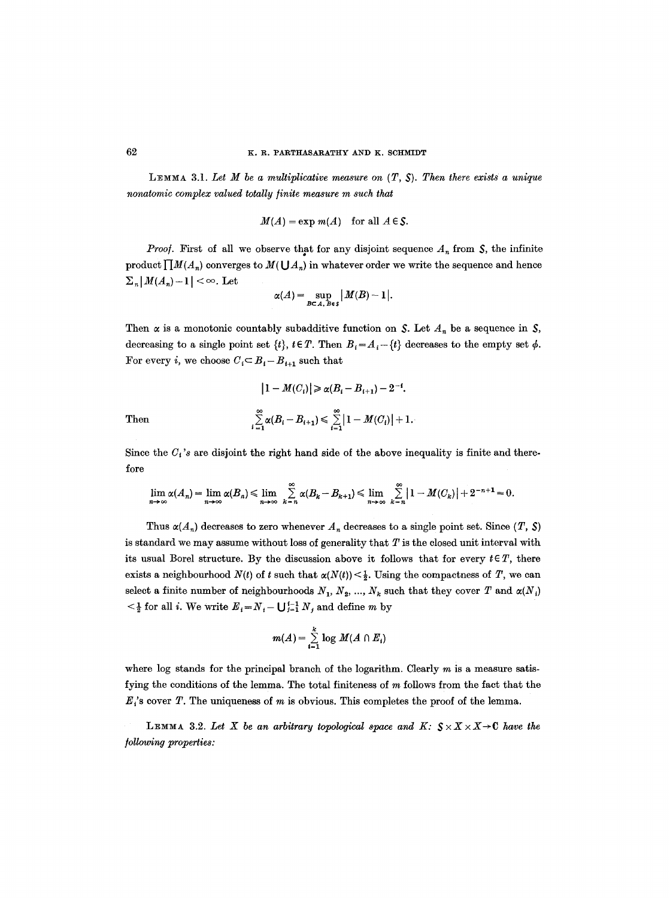**LEMMA 3.1.** *Let $M$ be a multiplicative measure on $(T, \mathcal{S})$. Then there exists a unique nonatomic complex valued totally finite measure $m$ such that*

$$M(A) = \exp m(A) \quad \text{for all } A \in \mathcal{S}.$$

*Proof.* First of all we observe that for any disjoint sequence $A_n$ from $\mathcal{S}$, the infinite product $\prod M(A_n)$ converges to $M(\bigcup A_n)$ in whatever order we write the sequence and hence $\sum_n |M(A_n) - 1| < \infty$. Let

$$\alpha(A) = \sup_{B \subset A,\, B \in \mathcal{S}} |M(B) - 1|.$$

Then $\alpha$ is a monotonic countably subadditive function on $\mathcal{S}$. Let $A_n$ be a sequence in $\mathcal{S}$, decreasing to a single point set $\{t\}$, $t \in T$. Then $B_i = A_i - \{t\}$ decreases to the empty set $\phi$. For every $i$, we choose $C_i \subset B_i - B_{i+1}$ such that

$$|1 - M(C_i)| \geq \alpha(B_i - B_{i+1}) - 2^{-i}.$$

Then
$$\sum_{i=1}^{\infty} \alpha(B_i - B_{i+1}) \leq \sum_{i=1}^{\infty} |1 - M(C_i)| + 1.$$

Since the $C_i$'s are disjoint the right hand side of the above inequality is finite and therefore

$$\lim_{n\to\infty} \alpha(A_n) = \lim_{n\to\infty} \alpha(B_n) \leq \lim_{n\to\infty} \sum_{k=n}^{\infty} \alpha(B_k - B_{k+1}) \leq \lim_{n\to\infty} \sum_{k=n}^{\infty} |1 - M(C_k)| + 2^{-n+1} = 0.$$

Thus $\alpha(A_n)$ decreases to zero whenever $A_n$ decreases to a single point set. Since $(T, \mathcal{S})$ is standard we may assume without loss of generality that $T$ is the closed unit interval with its usual Borel structure. By the discussion above it follows that for every $t \in T$, there exists a neighbourhood $N(t)$ of $t$ such that $\alpha(N(t)) < \frac{1}{2}$. Using the compactness of $T$, we can select a finite number of neighbourhoods $N_1, N_2, \ldots, N_k$ such that they cover $T$ and $\alpha(N_i) < \frac{1}{2}$ for all $i$. We write $E_i = N_i - \bigcup_{j=1}^{i-1} N_j$ and define $m$ by

$$m(A) = \sum_{i=1}^{k} \log M(A \cap E_i)$$

where log stands for the principal branch of the logarithm. Clearly $m$ is a measure satisfying the conditions of the lemma. The total finiteness of $m$ follows from the fact that the $E_i$'s cover $T$. The uniqueness of $m$ is obvious. This completes the proof of the lemma.

**LEMMA 3.2.** *Let $X$ be an arbitrary topological space and $K: \mathcal{S} \times X \times X \to \mathbf{C}$ have the following properties:*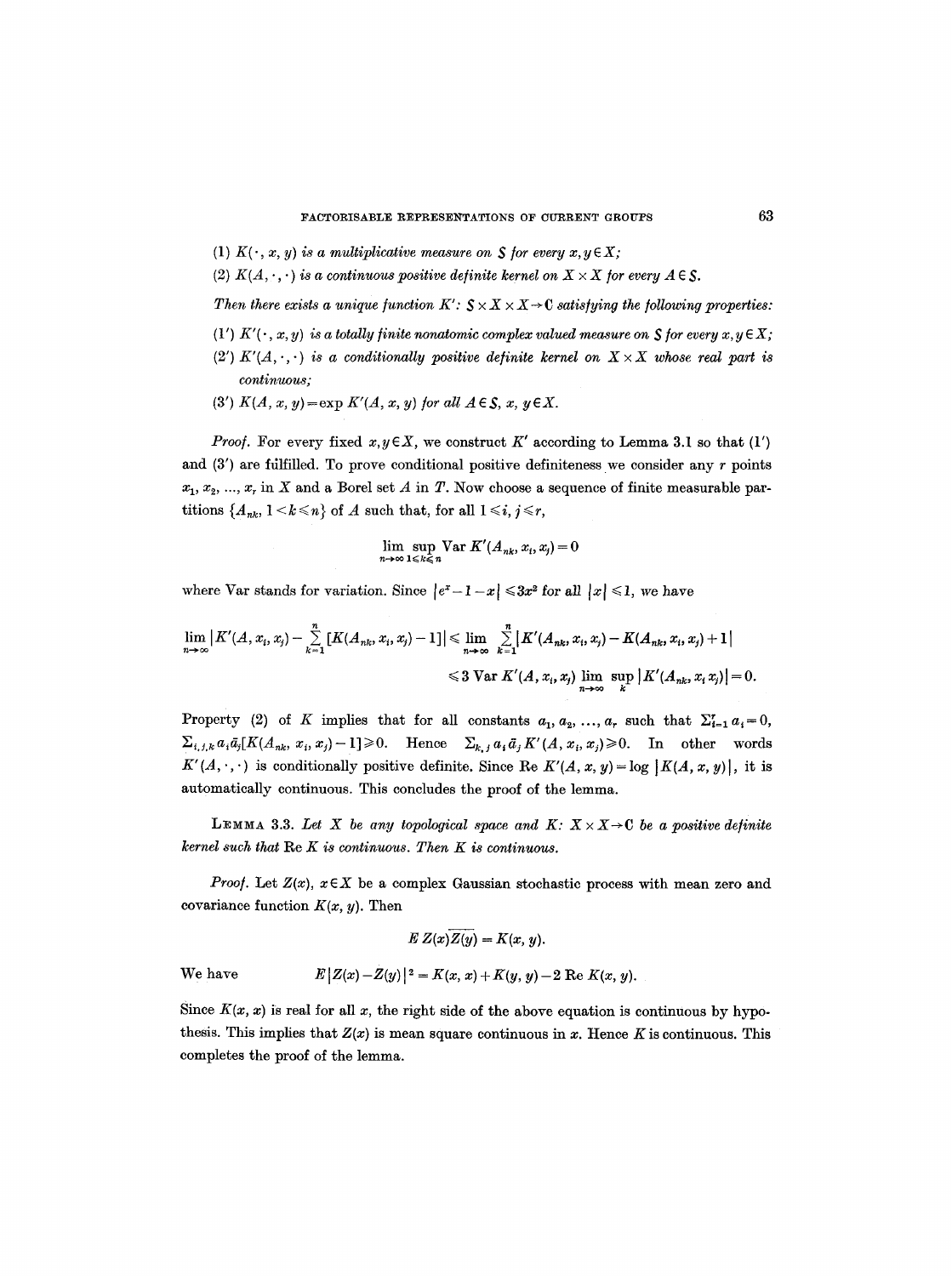(1) $K(\cdot, x, y)$ *is a multiplicative measure on* $\mathcal{S}$ *for every* $x, y \in X$;

(2) $K(A, \cdot, \cdot)$ *is a continuous positive definite kernel on* $X \times X$ *for every* $A \in \mathcal{S}$.

*Then there exists a unique function* $K'$: $\mathcal{S} \times X \times X \to \mathbf{C}$ *satisfying the following properties:*

(1') $K'(\cdot, x, y)$ *is a totally finite nonatomic complex valued measure on* $\mathcal{S}$ *for every* $x, y \in X$;

(2') $K'(A, \cdot, \cdot)$ *is a conditionally positive definite kernel on* $X \times X$ *whose real part is continuous;*

(3') $K(A, x, y) = \exp K'(A, x, y)$ *for all* $A \in \mathcal{S}$, $x, y \in X$.

*Proof.* For every fixed $x, y \in X$, we construct $K'$ according to Lemma 3.1 so that (1') and (3') are fulfilled. To prove conditional positive definiteness we consider any $r$ points $x_1, x_2, \ldots, x_r$ in $X$ and a Borel set $A$ in $T$. Now choose a sequence of finite measurable partitions $\{A_{nk}, 1 < k \leqslant n\}$ of $A$ such that, for all $1 \leqslant i, j \leqslant r$,

$$\lim_{n\to\infty} \sup_{1 \leqslant k \leqslant n} \operatorname{Var} K'(A_{nk}, x_i, x_j) = 0$$

where Var stands for variation. Since $|e^x - 1 - x| \leqslant 3x^2$ for all $|x| \leqslant 1$, we have

$$\lim_{n\to\infty} \left| K'(A, x_i, x_j) - \sum_{k=1}^{n} [K(A_{nk}, x_i, x_j) - 1] \right| \leqslant \lim_{n\to\infty} \sum_{k=1}^{n} |K'(A_{nk}, x_i, x_j) - K(A_{nk}, x_i, x_j) + 1|$$

$$\leqslant 3 \operatorname{Var} K'(A, x_i, x_j) \lim_{n\to\infty} \sup_k |K'(A_{nk}, x_i x_j)| = 0.$$

Property (2) of $K$ implies that for all constants $a_1, a_2, \ldots, a_r$ such that $\sum_{i=1}^{r} a_i = 0$, $\sum_{i,j,k} a_i \bar{a}_j [K(A_{nk}, x_i, x_j) - 1] \geqslant 0$. Hence $\sum_{k,j} a_i \bar{a}_j K'(A, x_i, x_j) \geqslant 0$. In other words $K'(A, \cdot, \cdot)$ is conditionally positive definite. Since $\operatorname{Re} K'(A, x, y) = \log |K(A, x, y)|$, it is automatically continuous. This concludes the proof of the lemma.

LEMMA 3.3. *Let* $X$ *be any topological space and* $K$: $X \times X \to \mathbf{C}$ *be a positive definite kernel such that* $\operatorname{Re} K$ *is continuous. Then* $K$ *is continuous.*

*Proof.* Let $Z(x)$, $x \in X$ be a complex Gaussian stochastic process with mean zero and covariance function $K(x, y)$. Then

$$E\, Z(x)\overline{Z(y)} = K(x, y).$$

We have

$$E|Z(x) - Z(y)|^2 = K(x, x) + K(y, y) - 2 \operatorname{Re} K(x, y).$$

Since $K(x, x)$ is real for all $x$, the right side of the above equation is continuous by hypothesis. This implies that $Z(x)$ is mean square continuous in $x$. Hence $K$ is continuous. This completes the proof of the lemma.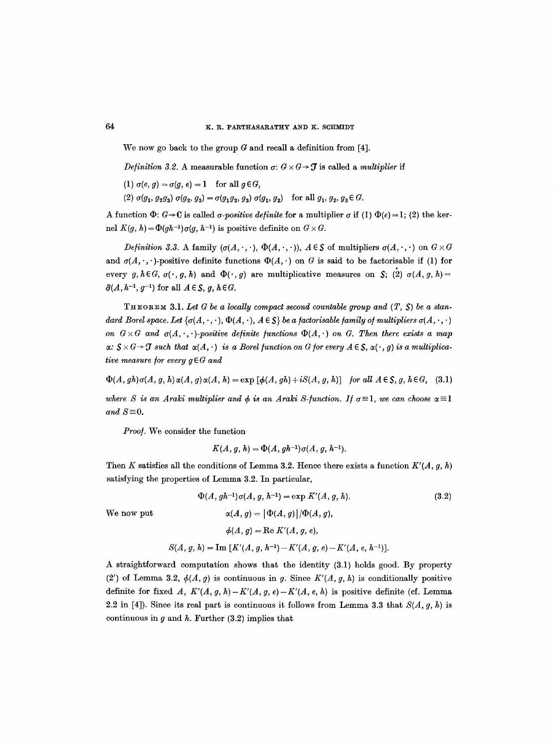We now go back to the group $G$ and recall a definition from [4].

*Definition 3.2.* A measurable function $\sigma: G\times G \to \mathcal{J}$ is called a *multiplier* if

(1) $\sigma(e, g) = \sigma(g, e) = 1$ for all $g \in G$,

(2) $\sigma(g_1, g_2 g_3)\, \sigma(g_2, g_3) = \sigma(g_1 g_2, g_3)\, \sigma(g_1, g_2)$ for all $g_1, g_2, g_3 \in G$.

A function $\Phi: G \to \mathbf{C}$ is called *$\sigma$-positive definite* for a multiplier $\sigma$ if (1) $\Phi(e) = 1$; (2) the kernel $K(g, h) = \Phi(gh^{-1})\sigma(g, h^{-1})$ is positive definite on $G \times G$.

*Definition 3.3.* A family $(\sigma(A, \cdot, \cdot), \Phi(A, \cdot, \cdot))$, $A \in \mathcal{S}$ of multipliers $\sigma(A, \cdot, \cdot)$ on $G \times G$ and $\sigma(A, \cdot, \cdot)$-positive definite functions $\Phi(A, \cdot)$ on $G$ is said to be factorisable if (1) for every $g, h \in G$, $\sigma(\cdot, g, h)$ and $\Phi(\cdot, g)$ are multiplicative measures on $\mathcal{S}$; (2) $\sigma(A, g, h) = \bar{\sigma}(A, h^{-1}, g^{-1})$ for all $A \in \mathcal{S}$, $g, h \in G$.

THEOREM 3.1. *Let $G$ be a locally compact second countable group and $(T, \mathcal{S})$ be a standard Borel space. Let $\{\sigma(A, \cdot, \cdot), \Phi(A, \cdot), A \in \mathcal{S}\}$ be a factorisable family of multipliers $\sigma(A, \cdot, \cdot)$ on $G \times G$ and $\sigma(A, \cdot, \cdot)$-positive definite functions $\Phi(A, \cdot)$ on $G$. Then there exists a map $\alpha: \mathcal{S} \times G \to \mathcal{J}$ such that $\alpha(A, \cdot)$ is a Borel function on $G$ for every $A \in \mathcal{S}$, $\alpha(\cdot, g)$ is a multiplicative measure for every $g \in G$ and*

$$\Phi(A, gh)\sigma(A, g, h)\,\alpha(A, g)\,\alpha(A, h) = \exp\,[\phi(A, gh) + iS(A, g, h)] \quad \text{for all } A \in \mathcal{S}, g, h \in G, \tag{3.1}$$

*where $S$ is an Araki multiplier and $\phi$ is an Araki $S$-function. If $\sigma \equiv 1$, we can choose $\alpha \equiv 1$ and $S \equiv 0$.*

*Proof.* We consider the function

$$K(A, g, h) = \Phi(A, gh^{-1})\sigma(A, g, h^{-1}).$$

Then $K$ satisfies all the conditions of Lemma 3.2. Hence there exists a function $K'(A, g, h)$ satisfying the properties of Lemma 3.2. In particular,

$$\Phi(A, gh^{-1})\sigma(A, g, h^{-1}) = \exp K'(A, g, h). \tag{3.2}$$

We now put

$$\alpha(A, g) = |\Phi(A, g)|/\Phi(A, g),$$

$$\phi(A, g) = \operatorname{Re} K'(A, g, e),$$

$$S(A, g, h) = \operatorname{Im}\,[K'(A, g, h^{-1}) - K'(A, g, e) - K'(A, e, h^{-1})].$$

A straightforward computation shows that the identity (3.1) holds good. By property (2') of Lemma 3.2, $\phi(A, g)$ is continuous in $g$. Since $K'(A, g, h)$ is conditionally positive definite for fixed $A$, $K'(A, g, h) - K'(A, g, e) - K'(A, e, h)$ is positive definite (cf. Lemma 2.2 in [4]). Since its real part is continuous it follows from Lemma 3.3 that $S(A, g, h)$ is continuous in $g$ and $h$. Further (3.2) implies that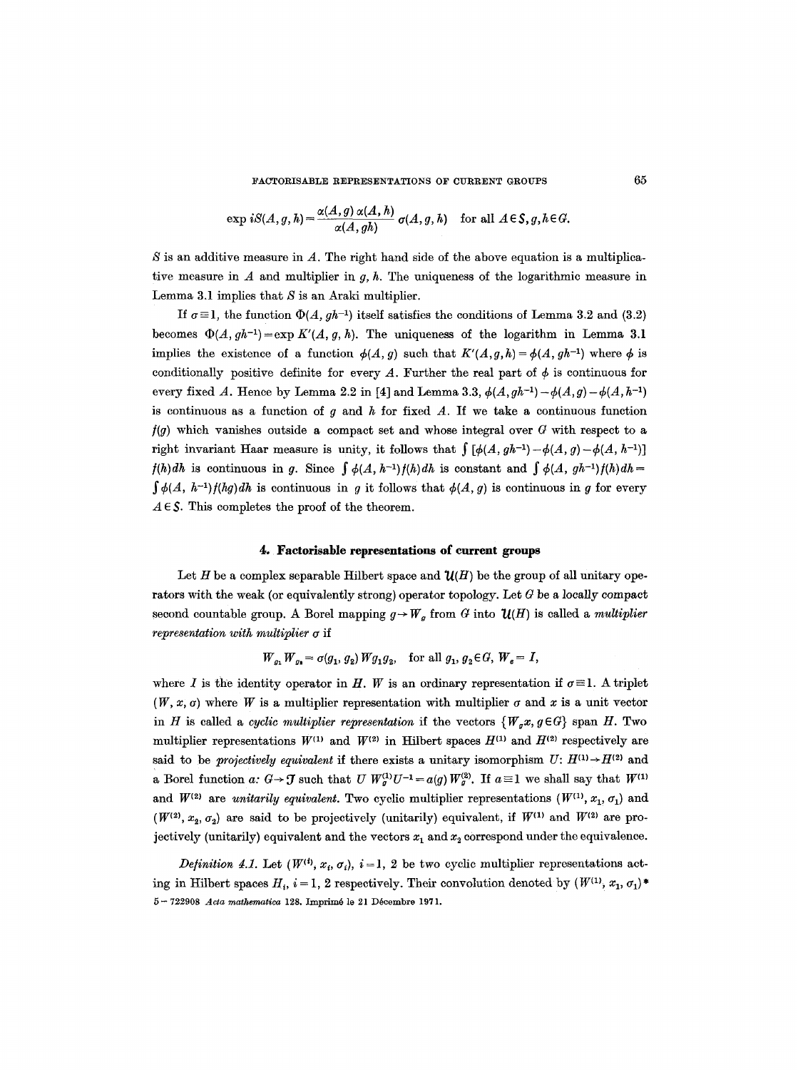$$\exp iS(A,g,h) = \frac{\alpha(A,g)\,\alpha(A,h)}{\alpha(A,gh)}\,\sigma(A,g,h) \quad \text{for all } A \in \mathcal{S}, g, h \in G.$$

$S$ is an additive measure in $A$. The right hand side of the above equation is a multiplicative measure in $A$ and multiplier in $g, h$. The uniqueness of the logarithmic measure in Lemma 3.1 implies that $S$ is an Araki multiplier.

If $\sigma \equiv 1$, the function $\Phi(A, gh^{-1})$ itself satisfies the conditions of Lemma 3.2 and (3.2) becomes $\Phi(A, gh^{-1}) = \exp K'(A, g, h)$. The uniqueness of the logarithm in Lemma 3.1 implies the existence of a function $\phi(A, g)$ such that $K'(A, g, h) = \phi(A, gh^{-1})$ where $\phi$ is conditionally positive definite for every $A$. Further the real part of $\phi$ is continuous for every fixed $A$. Hence by Lemma 2.2 in [4] and Lemma 3.3, $\phi(A, gh^{-1}) - \phi(A, g) - \phi(A, h^{-1})$ is continuous as a function of $g$ and $h$ for fixed $A$. If we take a continuous function $f(g)$ which vanishes outside a compact set and whose integral over $G$ with respect to a right invariant Haar measure is unity, it follows that $\int [\phi(A, gh^{-1}) - \phi(A, g) - \phi(A, h^{-1})] f(h)dh$ is continuous in $g$. Since $\int \phi(A, h^{-1}) f(h) dh$ is constant and $\int \phi(A, gh^{-1}) f(h) dh = \int \phi(A, h^{-1}) f(hg) dh$ is continuous in $g$ it follows that $\phi(A, g)$ is continuous in $g$ for every $A \in \mathcal{S}$. This completes the proof of the theorem.

## 4. Factorisable representations of current groups

Let $H$ be a complex separable Hilbert space and $\mathcal{U}(H)$ be the group of all unitary operators with the weak (or equivalently strong) operator topology. Let $G$ be a locally compact second countable group. A Borel mapping $g \to W_g$ from $G$ into $\mathcal{U}(H)$ is called a *multiplier representation with multiplier* $\sigma$ if

$$W_{g_1} W_{g_2} = \sigma(g_1, g_2)\, W_{g_1 g_2}, \quad \text{for all } g_1, g_2 \in G,\ W_e = I,$$

where $I$ is the identity operator in $H$. $W$ is an ordinary representation if $\sigma \equiv 1$. A triplet $(W, x, \sigma)$ where $W$ is a multiplier representation with multiplier $\sigma$ and $x$ is a unit vector in $H$ is called a *cyclic multiplier representation* if the vectors $\{W_g x, g \in G\}$ span $H$. Two multiplier representations $W^{(1)}$ and $W^{(2)}$ in Hilbert spaces $H^{(1)}$ and $H^{(2)}$ respectively are said to be *projectively equivalent* if there exists a unitary isomorphism $U\colon H^{(1)} \to H^{(2)}$ and a Borel function $a\colon G \to \mathcal{T}$ such that $U\, W_g^{(1)} U^{-1} = a(g)\, W_g^{(2)}$. If $a \equiv 1$ we shall say that $W^{(1)}$ and $W^{(2)}$ are *unitarily equivalent*. Two cyclic multiplier representations $(W^{(1)}, x_1, \sigma_1)$ and $(W^{(2)}, x_2, \sigma_2)$ are said to be projectively (unitarily) equivalent, if $W^{(1)}$ and $W^{(2)}$ are projectively (unitarily) equivalent and the vectors $x_1$ and $x_2$ correspond under the equivalence.

*Definition 4.1.* Let $(W^{(i)}, x_i, \sigma_i)$, $i = 1, 2$ be two cyclic multiplier representations acting in Hilbert spaces $H_i$, $i = 1, 2$ respectively. Their convolution denoted by $(W^{(1)}, x_1, \sigma_1) *$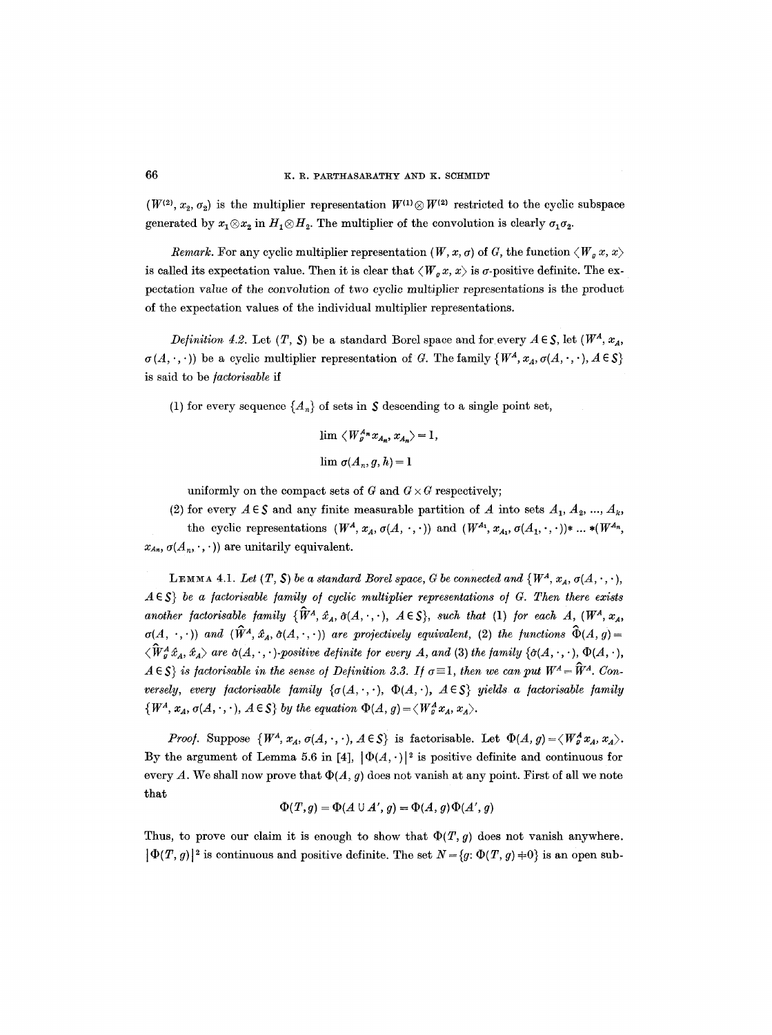$(W^{(2)}, x_2, \sigma_2)$ is the multiplier representation $W^{(1)} \otimes W^{(2)}$ restricted to the cyclic subspace generated by $x_1 \otimes x_2$ in $H_1 \otimes H_2$. The multiplier of the convolution is clearly $\sigma_1 \sigma_2$.

*Remark.* For any cyclic multiplier representation $(W, x, \sigma)$ of $G$, the function $\langle W_g x, x \rangle$ is called its expectation value. Then it is clear that $\langle W_g x, x \rangle$ is $\sigma$-positive definite. The expectation value of the convolution of two cyclic multiplier representations is the product of the expectation values of the individual multiplier representations.

*Definition 4.2.* Let $(T, \mathcal{S})$ be a standard Borel space and for every $A \in \mathcal{S}$, let $(W^A, x_A, \sigma(A, \cdot, \cdot))$ be a cyclic multiplier representation of $G$. The family $\{W^A, x_A, \sigma(A, \cdot, \cdot), A \in \mathcal{S}\}$ is said to be *factorisable* if

(1) for every sequence $\{A_n\}$ of sets in $\mathcal{S}$ descending to a single point set,

$$\lim \langle W_g^{A_n} x_{A_n}, x_{A_n} \rangle = 1,$$

$$\lim \sigma(A_n, g, h) = 1$$

uniformly on the compact sets of $G$ and $G \times G$ respectively;

(2) for every $A \in \mathcal{S}$ and any finite measurable partition of $A$ into sets $A_1, A_2, \ldots, A_k$, the cyclic representations $(W^A, x_A, \sigma(A, \cdot, \cdot))$ and $(W^{A_1}, x_{A_1}, \sigma(A_1, \cdot, \cdot)) * \ldots * (W^{A_n}, x_{A_n}, \sigma(A_n, \cdot, \cdot))$ are unitarily equivalent.

LEMMA 4.1. *Let $(T, \mathcal{S})$ be a standard Borel space, $G$ be connected and $\{W^A, x_A, \sigma(A, \cdot, \cdot), A \in \mathcal{S}\}$ be a factorisable family of cyclic multiplier representations of $G$. Then there exists another factorisable family $\{\hat{W}^A, \hat{x}_A, \hat{\sigma}(A, \cdot, \cdot), A \in \mathcal{S}\}$, such that (1) for each $A$, $(W^A, x_A, \sigma(A, \cdot, \cdot))$ and $(\hat{W}^A, \hat{x}_A, \hat{\sigma}(A, \cdot, \cdot))$ are projectively equivalent, (2) the functions $\hat{\Phi}(A, g) = \langle \hat{W}_g^A \hat{x}_A, \hat{x}_A \rangle$ are $\hat{\sigma}(A, \cdot, \cdot)$-positive definite for every $A$, and (3) the family $\{\hat{\sigma}(A, \cdot, \cdot), \Phi(A, \cdot), A \in \mathcal{S}\}$ is factorisable in the sense of Definition 3.3. If $\sigma \equiv 1$, then we can put $W^A = \hat{W}^A$. Conversely, every factorisable family $\{\sigma(A, \cdot, \cdot), \Phi(A, \cdot), A \in \mathcal{S}\}$ yields a factorisable family $\{W^A, x_A, \sigma(A, \cdot, \cdot), A \in \mathcal{S}\}$ by the equation $\Phi(A, g) = \langle W_g^A x_A, x_A \rangle$.*

*Proof.* Suppose $\{W^A, x_A, \sigma(A, \cdot, \cdot), A \in \mathcal{S}\}$ is factorisable. Let $\Phi(A, g) = \langle W_g^A x_A, x_A \rangle$. By the argument of Lemma 5.6 in [4], $|\Phi(A, \cdot)|^2$ is positive definite and continuous for every $A$. We shall now prove that $\Phi(A, g)$ does not vanish at any point. First of all we note that

$$\Phi(T, g) = \Phi(A \cup A', g) = \Phi(A, g)\Phi(A', g)$$

Thus, to prove our claim it is enough to show that $\Phi(T, g)$ does not vanish anywhere. $|\Phi(T, g)|^2$ is continuous and positive definite. The set $N = \{g: \Phi(T, g) \neq 0\}$ is an open sub-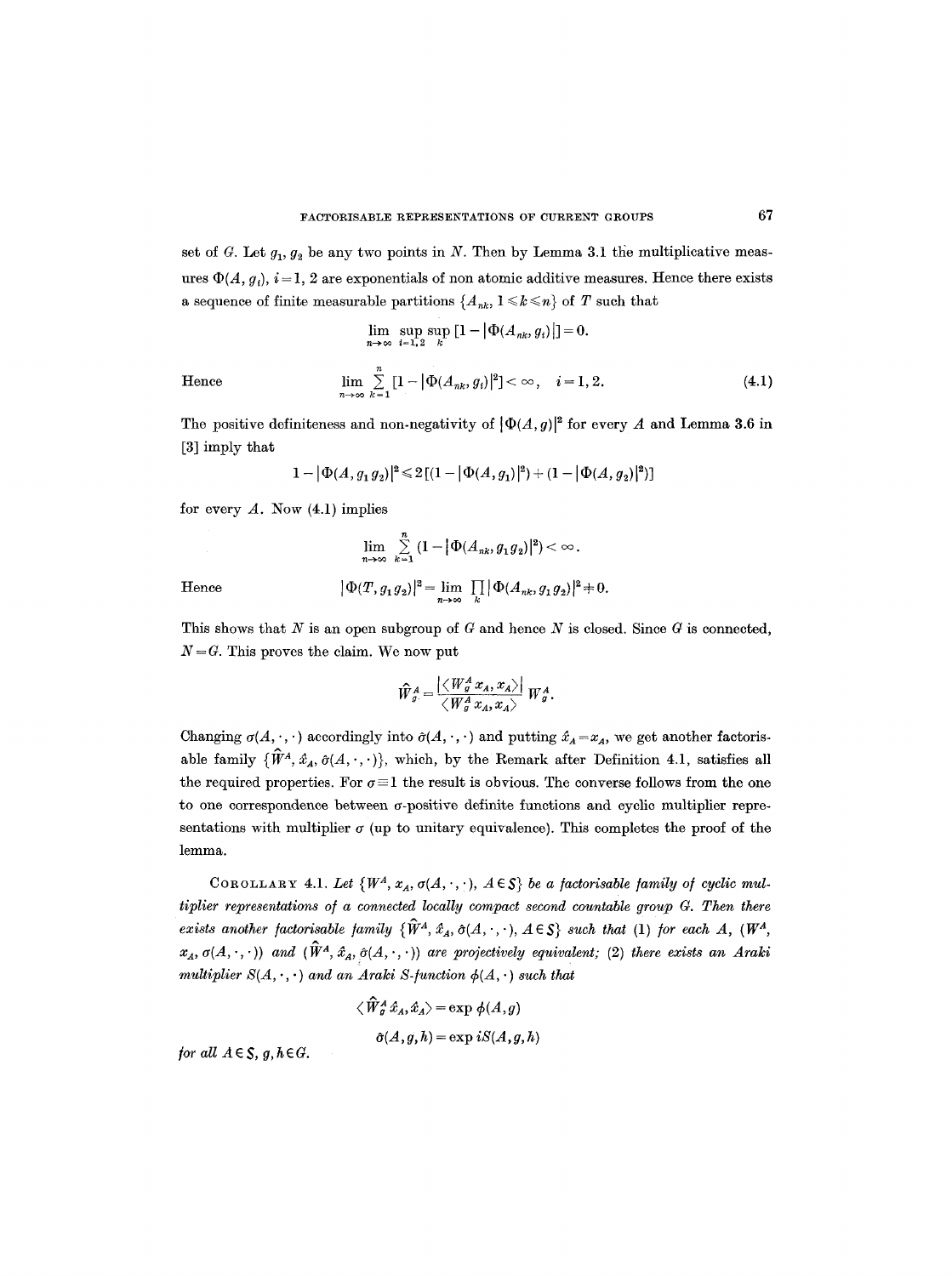set of $G$. Let $g_1, g_2$ be any two points in $N$. Then by Lemma 3.1 the multiplicative measures $\Phi(A, g_i)$, $i=1, 2$ are exponentials of non atomic additive measures. Hence there exists a sequence of finite measurable partitions $\{A_{nk}, 1 \leqslant k \leqslant n\}$ of $T$ such that

$$\lim_{n\to\infty} \sup_{i=1,2} \sup_{k} [1 - |\Phi(A_{nk}, g_i)|] = 0.$$

Hence

$$\lim_{n\to\infty} \sum_{k=1}^{n} [1 - |\Phi(A_{nk}, g_i)|^2] < \infty, \quad i=1, 2. \tag{4.1}$$

The positive definiteness and non-negativity of $|\Phi(A, g)|^2$ for every $A$ and Lemma 3.6 in [3] imply that

$$1 - |\Phi(A, g_1 g_2)|^2 \leqslant 2[(1 - |\Phi(A, g_1)|^2) + (1 - |\Phi(A, g_2)|^2)]$$

for every $A$. Now (4.1) implies

$$\lim_{n\to\infty} \sum_{k=1}^{n} (1 - |\Phi(A_{nk}, g_1 g_2)|^2) < \infty.$$

Hence

$$|\Phi(T, g_1 g_2)|^2 = \lim_{n\to\infty} \prod_{k} |\Phi(A_{nk}, g_1 g_2)|^2 \neq 0.$$

This shows that $N$ is an open subgroup of $G$ and hence $N$ is closed. Since $G$ is connected, $N = G$. This proves the claim. We now put

$$\hat{W}_g^A = \frac{|\langle W_g^A x_A, x_A \rangle|}{\langle W_g^A x_A, x_A \rangle} W_g^A.$$

Changing $\sigma(A, \cdot, \cdot)$ accordingly into $\hat{\sigma}(A, \cdot, \cdot)$ and putting $\hat{x}_A = x_A$, we get another factorisable family $\{\hat{W}^A, \hat{x}_A, \hat{\sigma}(A, \cdot, \cdot)\}$, which, by the Remark after Definition 4.1, satisfies all the required properties. For $\sigma \equiv 1$ the result is obvious. The converse follows from the one to one correspondence between $\sigma$-positive definite functions and cyclic multiplier representations with multiplier $\sigma$ (up to unitary equivalence). This completes the proof of the lemma.

COROLLARY 4.1. *Let $\{W^A, x_A, \sigma(A, \cdot, \cdot), A \in \mathcal{S}\}$ be a factorisable family of cyclic multiplier representations of a connected locally compact second countable group $G$. Then there exists another factorisable family $\{\hat{W}^A, \hat{x}_A, \hat{\sigma}(A, \cdot, \cdot), A \in \mathcal{S}\}$ such that (1) for each $A$, $(W^A, x_A, \sigma(A, \cdot, \cdot))$ and $(\hat{W}^A, \hat{x}_A, \hat{\sigma}(A, \cdot, \cdot))$ are projectively equivalent; (2) there exists an Araki multiplier $S(A, \cdot, \cdot)$ and an Araki $S$-function $\phi(A, \cdot)$ such that*

$$\langle \hat{W}_g^A \hat{x}_A, \hat{x}_A \rangle = \exp \phi(A, g)$$

$$\hat{\sigma}(A, g, h) = \exp iS(A, g, h)$$

*for all $A \in \mathcal{S}$, $g, h \in G$.*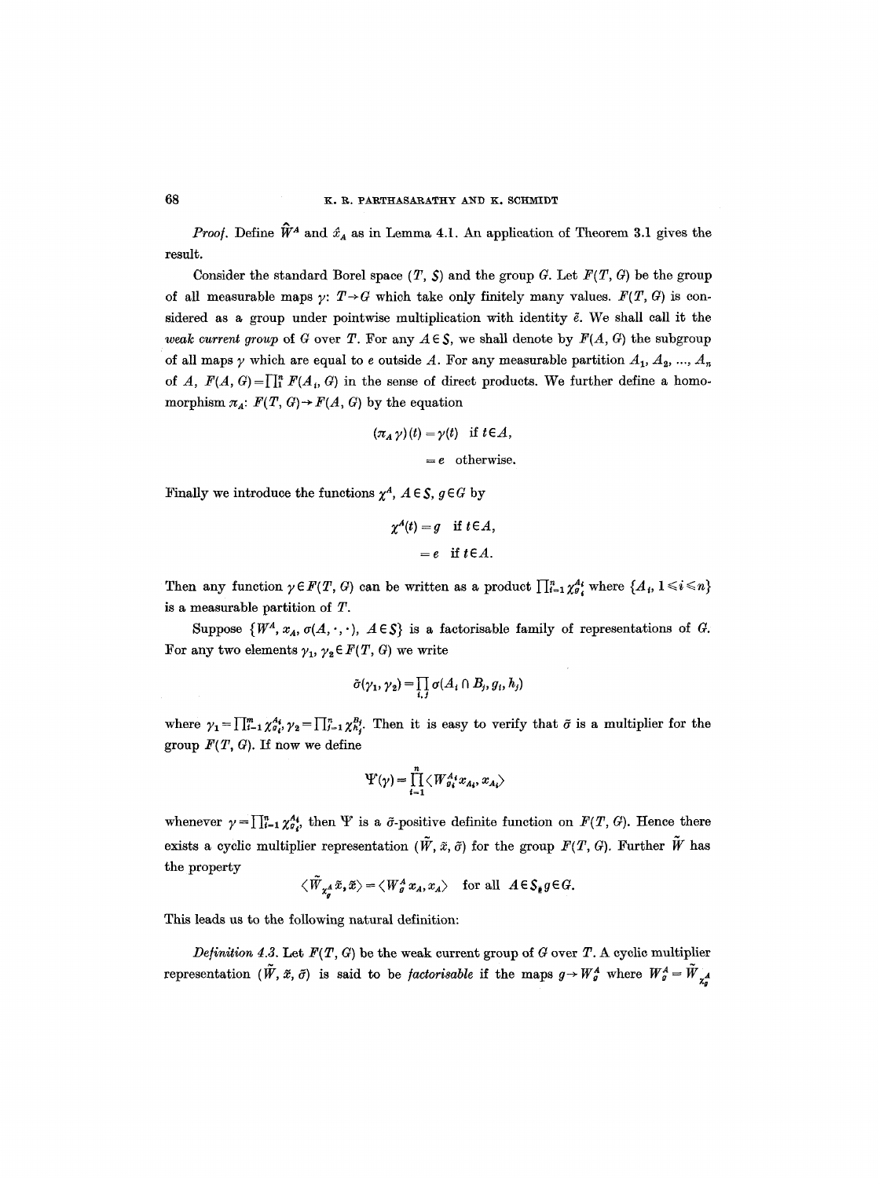*Proof.* Define $\hat{W}^A$ and $\hat{x}_A$ as in Lemma 4.1. An application of Theorem 3.1 gives the result.

Consider the standard Borel space $(T, \mathcal{S})$ and the group $G$. Let $F(T, G)$ be the group of all measurable maps $\gamma$: $T \to G$ which take only finitely many values. $F(T, G)$ is considered as a group under pointwise multiplication with identity $\tilde{e}$. We shall call it the *weak current group* of $G$ over $T$. For any $A \in \mathcal{S}$, we shall denote by $F(A, G)$ the subgroup of all maps $\gamma$ which are equal to $e$ outside $A$. For any measurable partition $A_1, A_2, ..., A_n$ of $A$, $F(A, G) = \prod_1^n F(A_i, G)$ in the sense of direct products. We further define a homomorphism $\pi_A$: $F(T, G) \to F(A, G)$ by the equation

$$
\begin{aligned}
(\pi_A \gamma)(t) &= \gamma(t) \quad \text{if } t \in A, \\
&= e \quad \text{otherwise.}
\end{aligned}
$$

Finally we introduce the functions $\chi^A$, $A \in \mathcal{S}$, $g \in G$ by

$$
\begin{aligned}
\chi^A(t) &= g \quad \text{if } t \in A, \\
&= e \quad \text{if } t \in A.
\end{aligned}
$$

Then any function $\gamma \in F(T, G)$ can be written as a product $\prod_{i=1}^n \chi_{g_i}^{A_i}$ where $\{A_i, 1 \leqslant i \leqslant n\}$ is a measurable partition of $T$.

Suppose $\{W^A, x_A, \sigma(A, \cdot, \cdot), A \in \mathcal{S}\}$ is a factorisable family of representations of $G$. For any two elements $\gamma_1, \gamma_2 \in F(T, G)$ we write

$$
\tilde{\sigma}(\gamma_1, \gamma_2) = \prod_{i,j} \sigma(A_i \cap B_j, g_i, h_j)
$$

where $\gamma_1 = \prod_{i=1}^m \chi_{g_i}^{A_i}$, $\gamma_2 = \prod_{j=1}^n \chi_{h_j}^{B_j}$. Then it is easy to verify that $\tilde{\sigma}$ is a multiplier for the group $F(T, G)$. If now we define

$$
\Psi(\gamma) = \prod_{i=1}^n \langle W_{g_i}^{A_i} x_{A_i}, x_{A_i} \rangle
$$

whenever $\gamma = \prod_{i=1}^n \chi_{g_i}^{A_i}$, then $\Psi$ is a $\tilde{\sigma}$-positive definite function on $F(T, G)$. Hence there exists a cyclic multiplier representation $(\tilde{W}, \tilde{x}, \tilde{\sigma})$ for the group $F(T, G)$. Further $\tilde{W}$ has the property

$$
\langle \tilde{W}_{\chi_g^A} \tilde{x}, \tilde{x} \rangle = \langle W_g^A x_A, x_A \rangle \quad \text{for all } A \in \mathcal{S}, g \in G.
$$

This leads us to the following natural definition:

*Definition 4.3.* Let $F(T, G)$ be the weak current group of $G$ over $T$. A cyclic multiplier representation $(\tilde{W}, \tilde{x}, \tilde{\sigma})$ is said to be *factorisable* if the maps $g \to W_g^A$ where $W_g^A = \tilde{W}_{\chi_g^A}$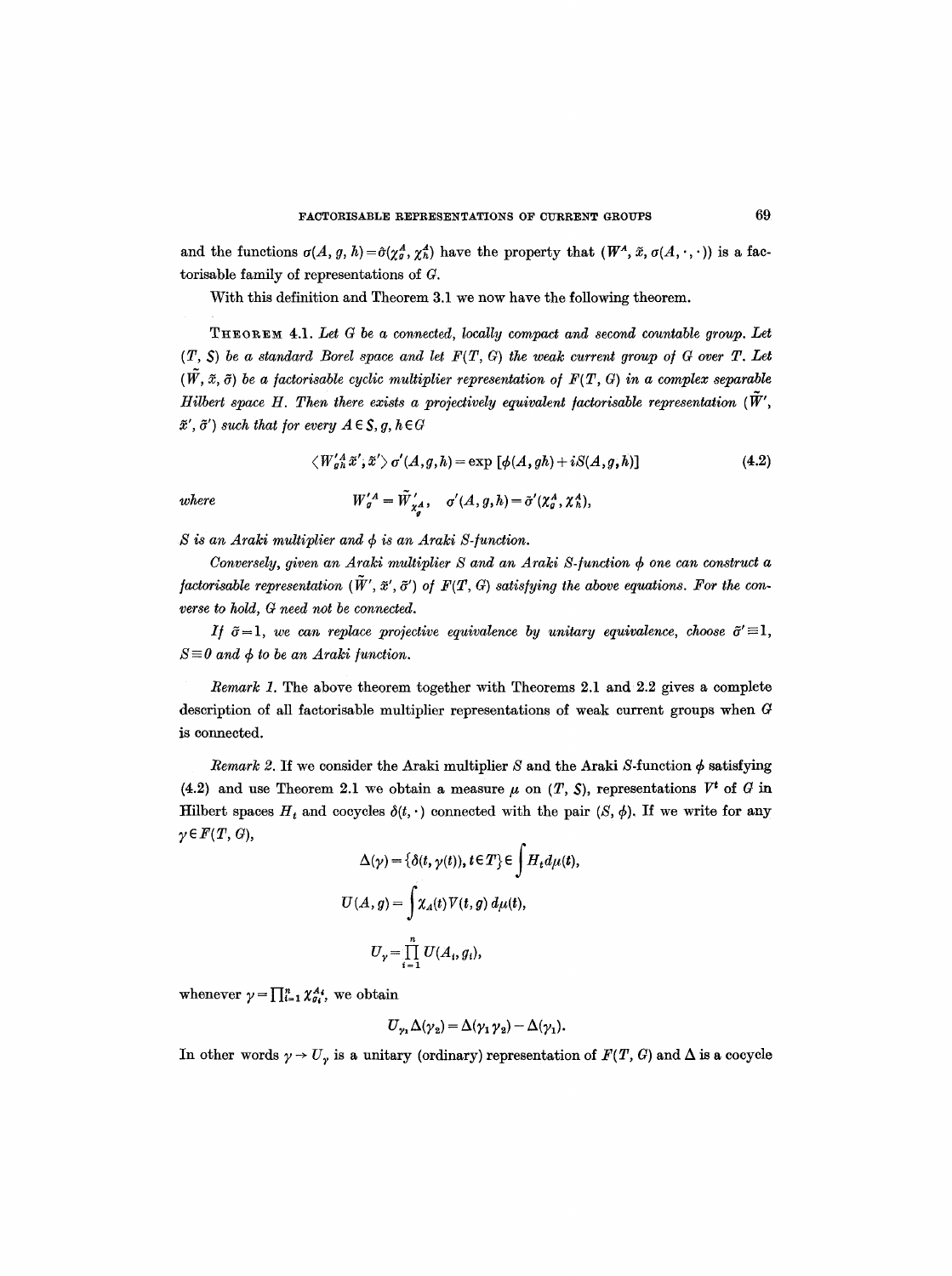and the functions $\sigma(A, g, h) = \tilde{\sigma}(\chi_g^A, \chi_h^A)$ have the property that $(W^A, \tilde{x}, \sigma(A, \cdot, \cdot))$ is a factorisable family of representations of $G$.

With this definition and Theorem 3.1 we now have the following theorem.

THEOREM 4.1. *Let $G$ be a connected, locally compact and second countable group. Let $(T, \mathcal{S})$ be a standard Borel space and let $F(T, G)$ the weak current group of $G$ over $T$. Let $(\tilde{W}, \tilde{x}, \tilde{\sigma})$ be a factorisable cyclic multiplier representation of $F(T, G)$ in a complex separable Hilbert space $H$. Then there exists a projectively equivalent factorisable representation $(\tilde{W}', \tilde{x}', \tilde{\sigma}')$ such that for every $A \in \mathcal{S}, g, h \in G$*

$$\langle W_{gh}'^A \tilde{x}', \tilde{x}' \rangle \sigma'(A, g, h) = \exp\left[\phi(A, gh) + iS(A, g, h)\right] \tag{4.2}$$

*where* 
$$W_g'^A = \tilde{W}'_{\chi_g^A}, \quad \sigma'(A, g, h) = \tilde{\sigma}'(\chi_g^A, \chi_h^A),$$

*$S$ is an Araki multiplier and $\phi$ is an Araki $S$-function.*

*Conversely, given an Araki multiplier $S$ and an Araki $S$-function $\phi$ one can construct a factorisable representation $(\tilde{W}', \tilde{x}', \tilde{\sigma}')$ of $F(T, G)$ satisfying the above equations. For the converse to hold, $G$ need not be connected.*

*If $\tilde{\sigma} = 1$, we can replace projective equivalence by unitary equivalence, choose $\tilde{\sigma}' \equiv 1$, $S \equiv 0$ and $\phi$ to be an Araki function.*

*Remark 1.* The above theorem together with Theorems 2.1 and 2.2 gives a complete description of all factorisable multiplier representations of weak current groups when $G$ is connected.

*Remark 2.* If we consider the Araki multiplier $S$ and the Araki $S$-function $\phi$ satisfying (4.2) and use Theorem 2.1 we obtain a measure $\mu$ on $(T, \mathcal{S})$, representations $V^t$ of $G$ in Hilbert spaces $H_t$ and cocycles $\delta(t, \cdot)$ connected with the pair $(S, \phi)$. If we write for any $\gamma \in F(T, G)$,

$$\Delta(\gamma) = \{\delta(t, \gamma(t)), t \in T\} \in \int H_t \, d\mu(t),$$

$$U(A, g) = \int \chi_A(t) V(t, g) \, d\mu(t),$$

$$U_\gamma = \prod_{i=1}^n U(A_i, g_i),$$

whenever $\gamma = \prod_{i=1}^n \chi_{g_i}^{A_i}$, we obtain

$$U_{\gamma_1} \Delta(\gamma_2) = \Delta(\gamma_1 \gamma_2) - \Delta(\gamma_1).$$

In other words $\gamma \to U_\gamma$ is a unitary (ordinary) representation of $F(T, G)$ and $\Delta$ is a cocycle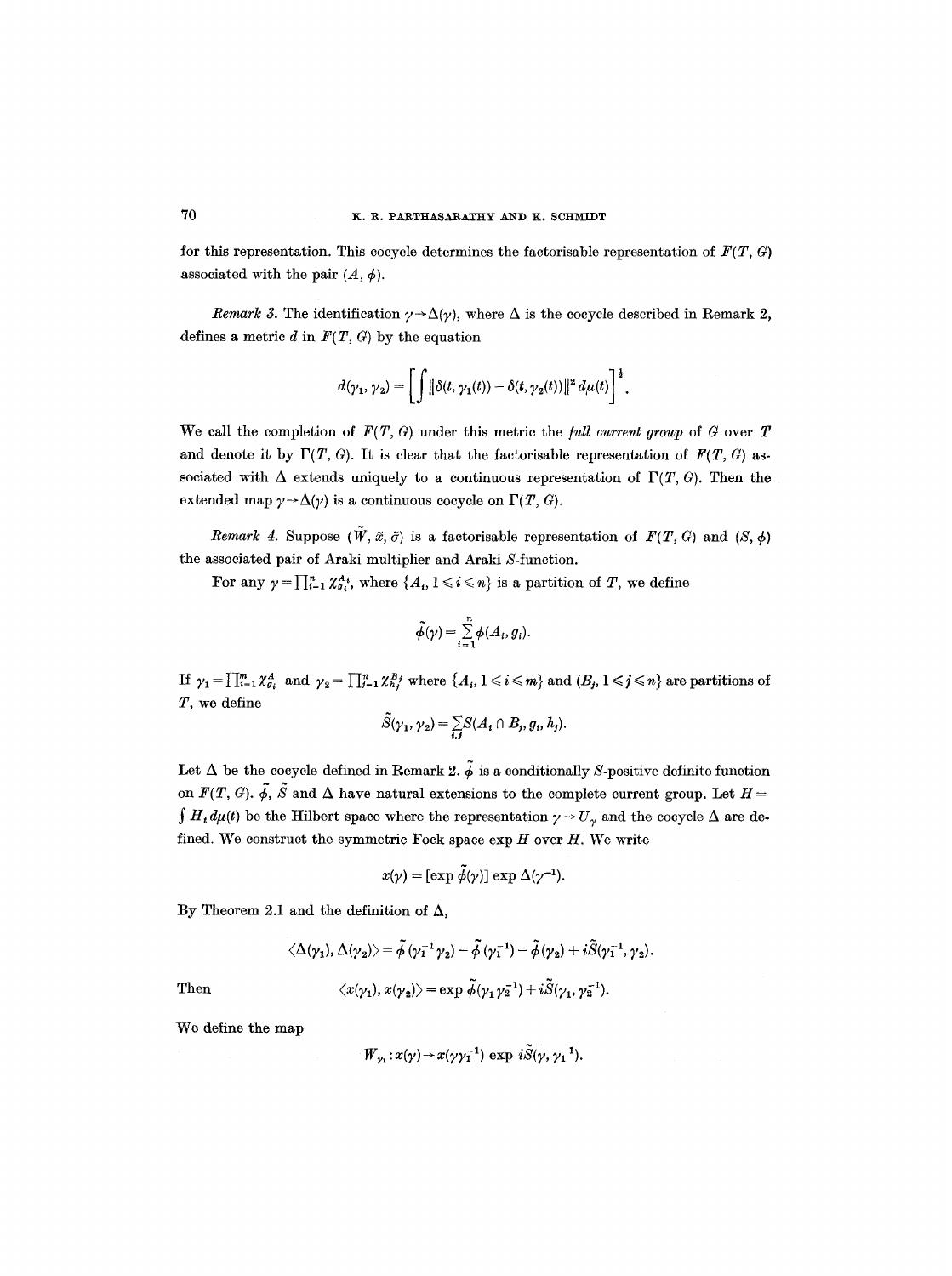for this representation. This cocycle determines the factorisable representation of $F(T, G)$ associated with the pair $(A, \phi)$.

*Remark 3.* The identification $\gamma \to \Delta(\gamma)$, where $\Delta$ is the cocycle described in Remark 2, defines a metric $d$ in $F(T, G)$ by the equation

$$d(\gamma_1, \gamma_2) = \left[ \int \|\delta(t, \gamma_1(t)) - \delta(t, \gamma_2(t))\|^2 \, d\mu(t) \right]^{\frac{1}{2}}.$$

We call the completion of $F(T, G)$ under this metric the *full current group* of $G$ over $T$ and denote it by $\Gamma(T, G)$. It is clear that the factorisable representation of $F(T, G)$ associated with $\Delta$ extends uniquely to a continuous representation of $\Gamma(T, G)$. Then the extended map $\gamma \to \Delta(\gamma)$ is a continuous cocycle on $\Gamma(T, G)$.

*Remark 4.* Suppose $(\tilde{W}, \tilde{x}, \tilde{\sigma})$ is a factorisable representation of $F(T, G)$ and $(S, \phi)$ the associated pair of Araki multiplier and Araki $S$-function.

For any $\gamma = \prod_{i=1}^{n} \chi_{g_i}^{A_i}$, where $\{A_i, 1 \leqslant i \leqslant n\}$ is a partition of $T$, we define

$$\tilde{\phi}(\gamma) = \sum_{i=1}^{n} \phi(A_i, g_i).$$

If $\gamma_1 = \prod_{i=1}^{m} \chi_{g_i}^{A_i}$ and $\gamma_2 = \prod_{j=1}^{n} \chi_{h_j}^{B_j}$ where $\{A_i, 1 \leqslant i \leqslant m\}$ and $(B_j, 1 \leqslant j \leqslant n\}$ are partitions of $T$, we define

$$\tilde{S}(\gamma_1, \gamma_2) = \sum_{i,j} S(A_i \cap B_j, g_i, h_j).$$

Let $\Delta$ be the cocycle defined in Remark 2. $\tilde{\phi}$ is a conditionally $S$-positive definite function on $F(T, G)$. $\tilde{\phi}$, $\tilde{S}$ and $\Delta$ have natural extensions to the complete current group. Let $H = \int H_t \, d\mu(t)$ be the Hilbert space where the representation $\gamma \to U_\gamma$ and the cocycle $\Delta$ are defined. We construct the symmetric Fock space $\exp H$ over $H$. We write

$$x(\gamma) = [\exp \tilde{\phi}(\gamma)] \exp \Delta(\gamma^{-1}).$$

By Theorem 2.1 and the definition of $\Delta$,

$$\langle \Delta(\gamma_1), \Delta(\gamma_2) \rangle = \tilde{\phi}(\gamma_1^{-1}\gamma_2) - \tilde{\phi}(\gamma_1^{-1}) - \tilde{\phi}(\gamma_2) + i\tilde{S}(\gamma_1^{-1}, \gamma_2).$$

Then

$$\langle x(\gamma_1), x(\gamma_2) \rangle = \exp \tilde{\phi}(\gamma_1 \gamma_2^{-1}) + i\tilde{S}(\gamma_1, \gamma_2^{-1}).$$

We define the map

$$W_{\gamma_1} : x(\gamma) \to x(\gamma\gamma_1^{-1}) \exp i\tilde{S}(\gamma, \gamma_1^{-1}).$$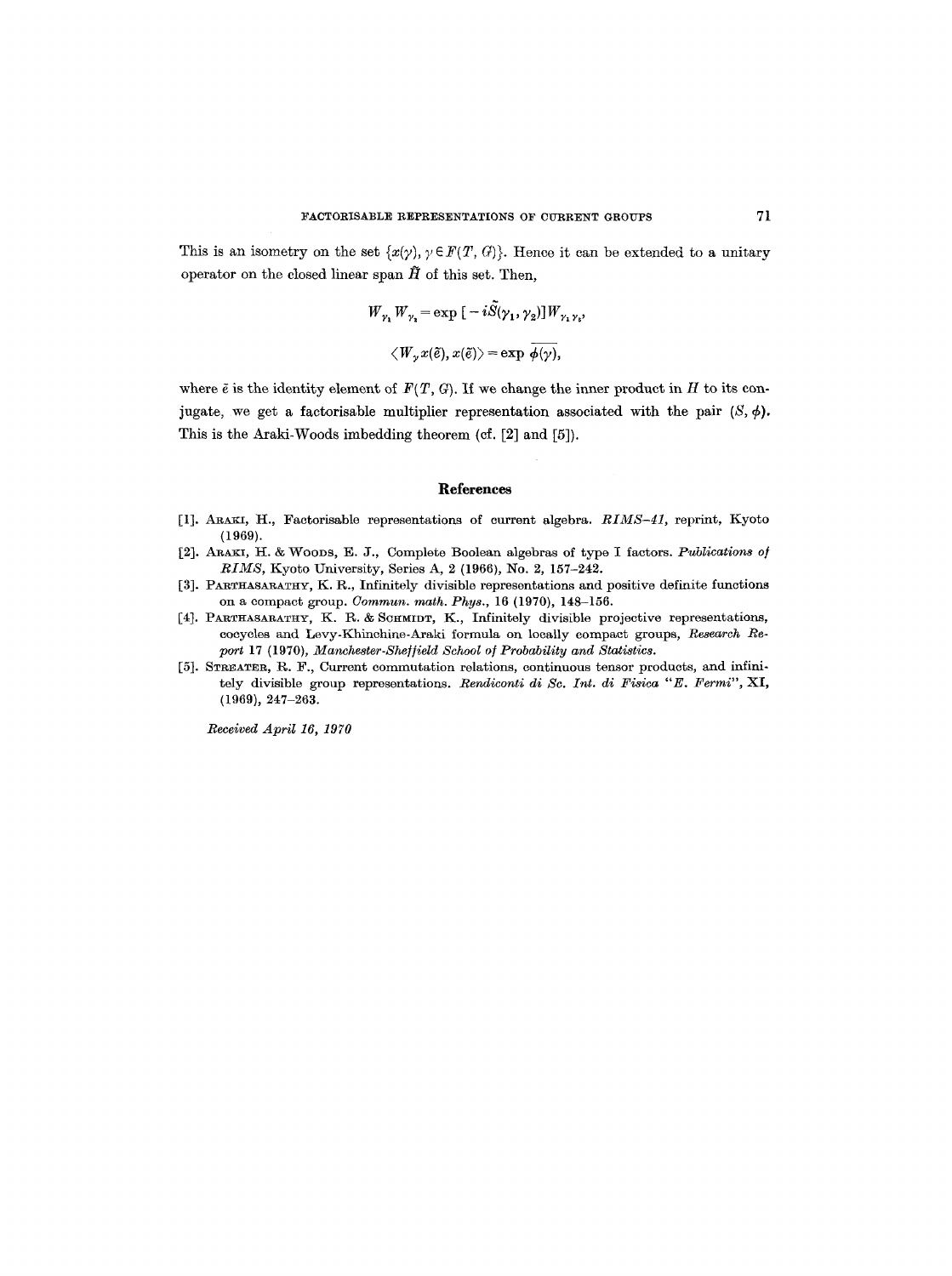This is an isometry on the set $\{x(\gamma), \gamma \in F(T, G)\}$. Hence it can be extended to a unitary operator on the closed linear span $\tilde{H}$ of this set. Then,

$$W_{\gamma_1} W_{\gamma_2} = \exp\left[-i\tilde{S}(\gamma_1, \gamma_2)\right] W_{\gamma_1 \gamma_2},$$

$$\langle W_\gamma x(\tilde{e}), x(\tilde{e})\rangle = \exp \overline{\phi(\gamma)},$$

where $\tilde{e}$ is the identity element of $F(T, G)$. If we change the inner product in $H$ to its conjugate, we get a factorisable multiplier representation associated with the pair $(S, \phi)$. This is the Araki-Woods imbedding theorem (cf. [2] and [5]).

## References

[1]. ARAKI, H., Factorisable representations of current algebra. *RIMS-41*, reprint, Kyoto (1969).

[2]. ARAKI, H. & WOODS, E. J., Complete Boolean algebras of type I factors. *Publications of RIMS*, Kyoto University, Series A, 2 (1966), No. 2, 157–242.

[3]. PARTHASARATHY, K. R., Infinitely divisible representations and positive definite functions on a compact group. *Commun. math. Phys.*, 16 (1970), 148–156.

[4]. PARTHASARATHY, K. R. & SCHMIDT, K., Infinitely divisible projective representations, cocycles and Levy-Khinchine-Araki formula on locally compact groups, *Research Report* 17 (1970), *Manchester-Sheffield School of Probability and Statistics*.

[5]. STREATER, R. F., Current commutation relations, continuous tensor products, and infinitely divisible group representations. *Rendiconti di Sc. Int. di Fisica "E. Fermi"*, XI, (1969), 247–263.

*Received April 16, 1970*